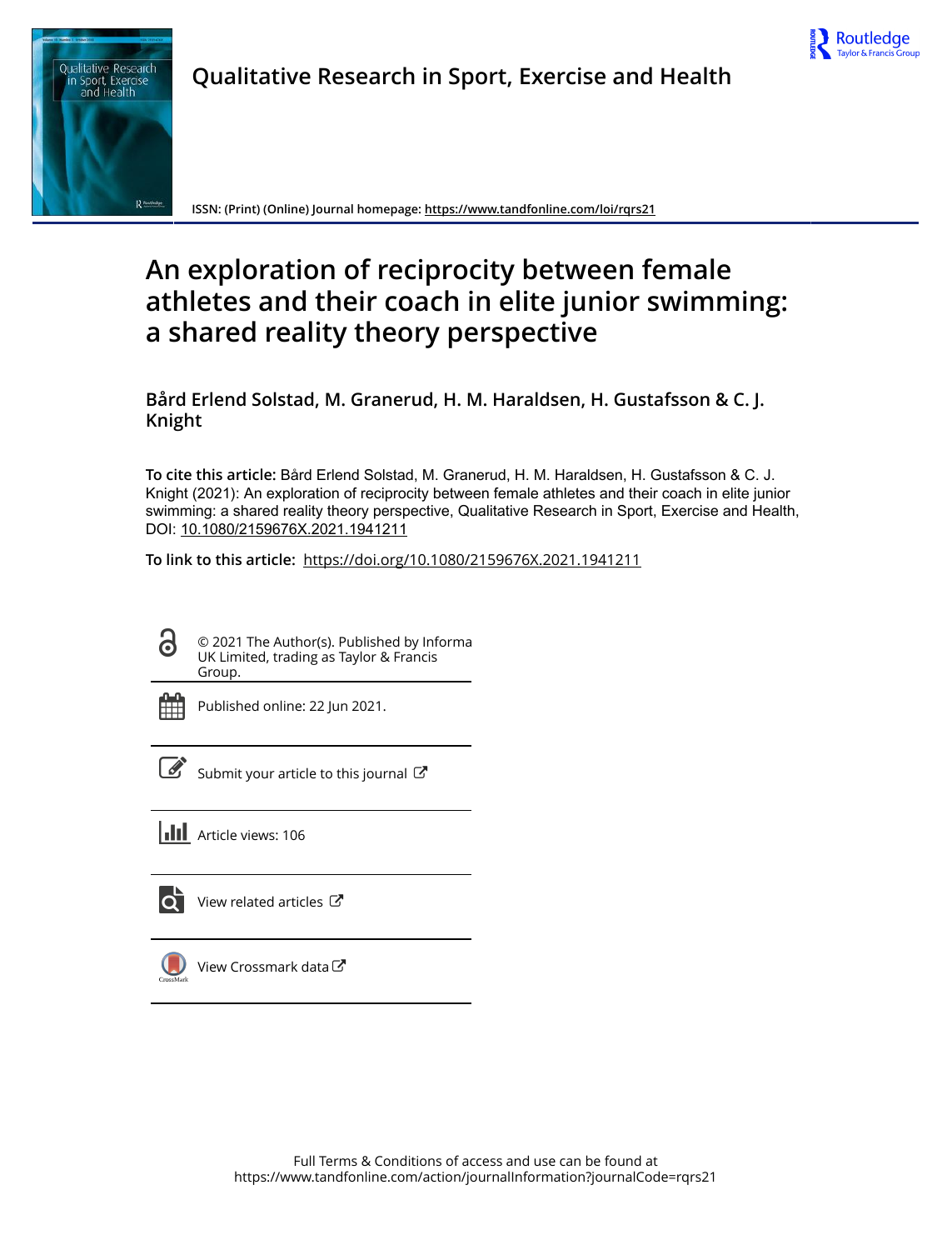Qualitative Research in Sport, Exercise and Health

ISSN: (Print) (Online) Journal homepage: https://www.tandfonline.com/loi/rqrs21

# An exploration of reciprocity between female athletes and their coach in elite junior swimming: a shared reality theory perspective

**Bård Erlend Solstad, M. Granerud, H. M. Haraldsen, H. Gustafsson & C. J. Knight**

**To cite this article:** Bård Erlend Solstad, M. Granerud, H. M. Haraldsen, H. Gustafsson & C. J. Knight (2021): An exploration of reciprocity between female athletes and their coach in elite junior swimming: a shared reality theory perspective, Qualitative Research in Sport, Exercise and Health, DOI: 10.1080/2159676X.2021.1941211

**To link to this article:** https://doi.org/10.1080/2159676X.2021.1941211

© 2021 The Author(s). Published by Informa UK Limited, trading as Taylor & Francis Group.

Published online: 22 Jun 2021.

Submit your article to this journal

Article views: 106

View related articles

View Crossmark data

Full Terms & Conditions of access and use can be found at https://www.tandfonline.com/action/journalInformation?journalCode=rqrs21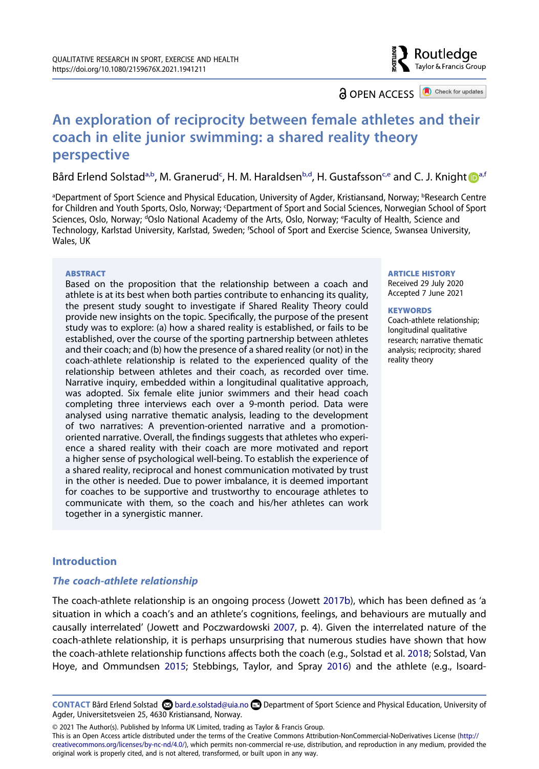# An exploration of reciprocity between female athletes and their coach in elite junior swimming: a shared reality theory perspective

Bård Erlend Solstad[a,b], M. Granerud[c], H. M. Haraldsen[b,d], H. Gustafsson[c,e] and C. J. Knight[a,f]

[a]Department of Sport Science and Physical Education, University of Agder, Kristiansand, Norway; [b]Research Centre for Children and Youth Sports, Oslo, Norway; [c]Department of Sport and Social Sciences, Norwegian School of Sport Sciences, Oslo, Norway; [d]Oslo National Academy of the Arts, Oslo, Norway; [e]Faculty of Health, Science and Technology, Karlstad University, Karlstad, Sweden; [f]School of Sport and Exercise Science, Swansea University, Wales, UK

**ABSTRACT**

Based on the proposition that the relationship between a coach and athlete is at its best when both parties contribute to enhancing its quality, the present study sought to investigate if Shared Reality Theory could provide new insights on the topic. Specifically, the purpose of the present study was to explore: (a) how a shared reality is established, or fails to be established, over the course of the sporting partnership between athletes and their coach; and (b) how the presence of a shared reality (or not) in the coach-athlete relationship is related to the experienced quality of the relationship between athletes and their coach, as recorded over time. Narrative inquiry, embedded within a longitudinal qualitative approach, was adopted. Six female elite junior swimmers and their head coach completing three interviews each over a 9-month period. Data were analysed using narrative thematic analysis, leading to the development of two narratives: A prevention-oriented narrative and a promotion-oriented narrative. Overall, the findings suggests that athletes who experience a shared reality with their coach are more motivated and report a higher sense of psychological well-being. To establish the experience of a shared reality, reciprocal and honest communication motivated by trust in the other is needed. Due to power imbalance, it is deemed important for coaches to be supportive and trustworthy to encourage athletes to communicate with them, so the coach and his/her athletes can work together in a synergistic manner.

**ARTICLE HISTORY**
Received 29 July 2020
Accepted 7 June 2021

**KEYWORDS**
Coach-athlete relationship; longitudinal qualitative research; narrative thematic analysis; reciprocity; shared reality theory

## Introduction

### *The coach-athlete relationship*

The coach-athlete relationship is an ongoing process (Jowett 2017b), which has been defined as 'a situation in which a coach's and an athlete's cognitions, feelings, and behaviours are mutually and causally interrelated' (Jowett and Poczwardowski 2007, p. 4). Given the interrelated nature of the coach-athlete relationship, it is perhaps unsurprising that numerous studies have shown that how the coach-athlete relationship functions affects both the coach (e.g., Solstad et al. 2018; Solstad, Van Hoye, and Ommundsen 2015; Stebbings, Taylor, and Spray 2016) and the athlete (e.g., Isoard-

**CONTACT** Bård Erlend Solstad bard.e.solstad@uia.no Department of Sport Science and Physical Education, University of Agder, Universitetsveien 25, 4630 Kristiansand, Norway.

© 2021 The Author(s). Published by Informa UK Limited, trading as Taylor & Francis Group.
This is an Open Access article distributed under the terms of the Creative Commons Attribution-NonCommercial-NoDerivatives License (http://creativecommons.org/licenses/by-nc-nd/4.0/), which permits non-commercial re-use, distribution, and reproduction in any medium, provided the original work is properly cited, and is not altered, transformed, or built upon in any way.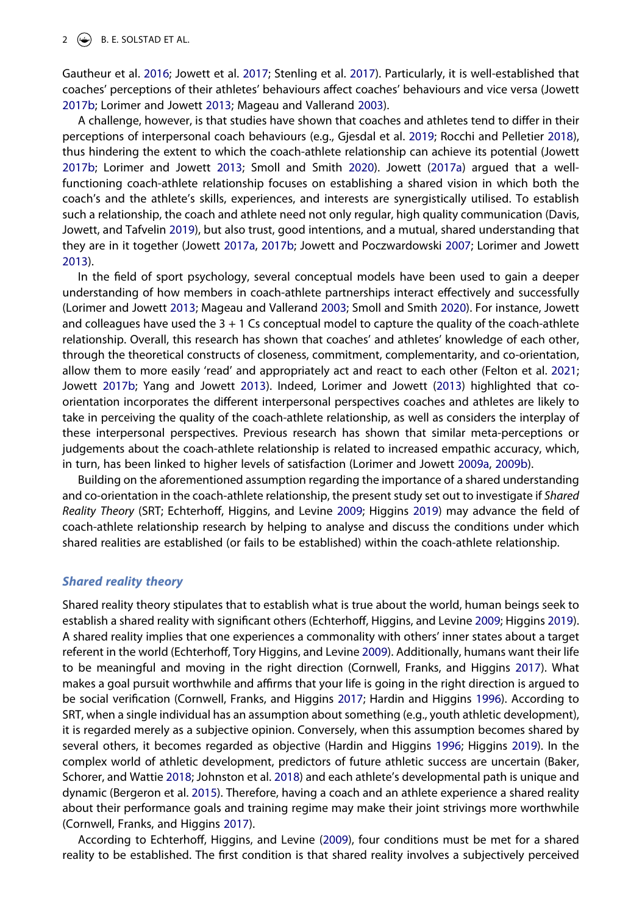Gautheur et al. 2016; Jowett et al. 2017; Stenling et al. 2017). Particularly, it is well-established that coaches' perceptions of their athletes' behaviours affect coaches' behaviours and vice versa (Jowett 2017b; Lorimer and Jowett 2013; Mageau and Vallerand 2003).

A challenge, however, is that studies have shown that coaches and athletes tend to differ in their perceptions of interpersonal coach behaviours (e.g., Gjesdal et al. 2019; Rocchi and Pelletier 2018), thus hindering the extent to which the coach-athlete relationship can achieve its potential (Jowett 2017b; Lorimer and Jowett 2013; Smoll and Smith 2020). Jowett (2017a) argued that a well-functioning coach-athlete relationship focuses on establishing a shared vision in which both the coach's and the athlete's skills, experiences, and interests are synergistically utilised. To establish such a relationship, the coach and athlete need not only regular, high quality communication (Davis, Jowett, and Tafvelin 2019), but also trust, good intentions, and a mutual, shared understanding that they are in it together (Jowett 2017a, 2017b; Jowett and Poczwardowski 2007; Lorimer and Jowett 2013).

In the field of sport psychology, several conceptual models have been used to gain a deeper understanding of how members in coach-athlete partnerships interact effectively and successfully (Lorimer and Jowett 2013; Mageau and Vallerand 2003; Smoll and Smith 2020). For instance, Jowett and colleagues have used the 3 + 1 Cs conceptual model to capture the quality of the coach-athlete relationship. Overall, this research has shown that coaches' and athletes' knowledge of each other, through the theoretical constructs of closeness, commitment, complementarity, and co-orientation, allow them to more easily 'read' and appropriately act and react to each other (Felton et al. 2021; Jowett 2017b; Yang and Jowett 2013). Indeed, Lorimer and Jowett (2013) highlighted that co-orientation incorporates the different interpersonal perspectives coaches and athletes are likely to take in perceiving the quality of the coach-athlete relationship, as well as considers the interplay of these interpersonal perspectives. Previous research has shown that similar meta-perceptions or judgements about the coach-athlete relationship is related to increased empathic accuracy, which, in turn, has been linked to higher levels of satisfaction (Lorimer and Jowett 2009a, 2009b).

Building on the aforementioned assumption regarding the importance of a shared understanding and co-orientation in the coach-athlete relationship, the present study set out to investigate if *Shared Reality Theory* (SRT; Echterhoff, Higgins, and Levine 2009; Higgins 2019) may advance the field of coach-athlete relationship research by helping to analyse and discuss the conditions under which shared realities are established (or fails to be established) within the coach-athlete relationship.

### *Shared reality theory*

Shared reality theory stipulates that to establish what is true about the world, human beings seek to establish a shared reality with significant others (Echterhoff, Higgins, and Levine 2009; Higgins 2019). A shared reality implies that one experiences a commonality with others' inner states about a target referent in the world (Echterhoff, Tory Higgins, and Levine 2009). Additionally, humans want their life to be meaningful and moving in the right direction (Cornwell, Franks, and Higgins 2017). What makes a goal pursuit worthwhile and affirms that your life is going in the right direction is argued to be social verification (Cornwell, Franks, and Higgins 2017; Hardin and Higgins 1996). According to SRT, when a single individual has an assumption about something (e.g., youth athletic development), it is regarded merely as a subjective opinion. Conversely, when this assumption becomes shared by several others, it becomes regarded as objective (Hardin and Higgins 1996; Higgins 2019). In the complex world of athletic development, predictors of future athletic success are uncertain (Baker, Schorer, and Wattie 2018; Johnston et al. 2018) and each athlete's developmental path is unique and dynamic (Bergeron et al. 2015). Therefore, having a coach and an athlete experience a shared reality about their performance goals and training regime may make their joint strivings more worthwhile (Cornwell, Franks, and Higgins 2017).

According to Echterhoff, Higgins, and Levine (2009), four conditions must be met for a shared reality to be established. The first condition is that shared reality involves a subjectively perceived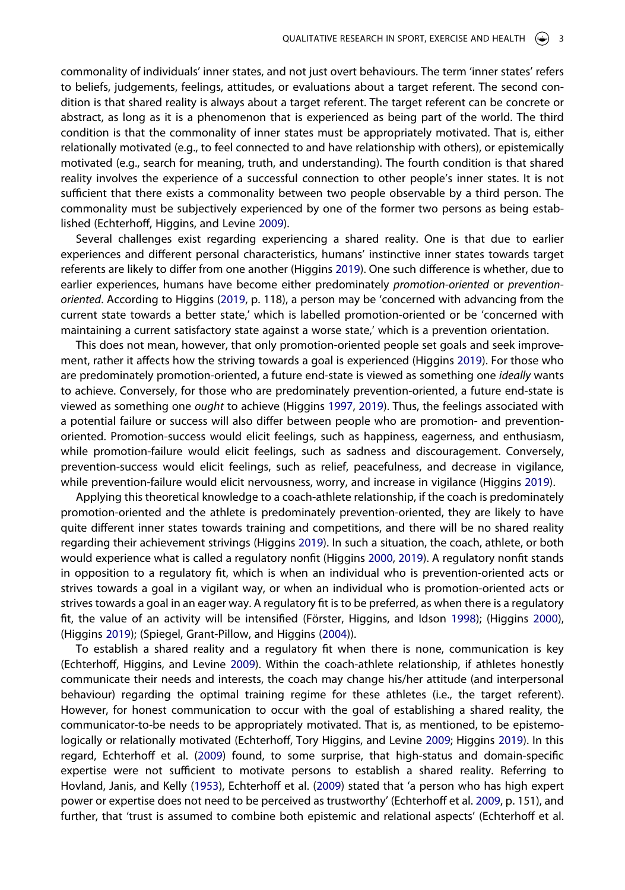commonality of individuals' inner states, and not just overt behaviours. The term 'inner states' refers to beliefs, judgements, feelings, attitudes, or evaluations about a target referent. The second condition is that shared reality is always about a target referent. The target referent can be concrete or abstract, as long as it is a phenomenon that is experienced as being part of the world. The third condition is that the commonality of inner states must be appropriately motivated. That is, either relationally motivated (e.g., to feel connected to and have relationship with others), or epistemically motivated (e.g., search for meaning, truth, and understanding). The fourth condition is that shared reality involves the experience of a successful connection to other people's inner states. It is not sufficient that there exists a commonality between two people observable by a third person. The commonality must be subjectively experienced by one of the former two persons as being established (Echterhoff, Higgins, and Levine 2009).

Several challenges exist regarding experiencing a shared reality. One is that due to earlier experiences and different personal characteristics, humans' instinctive inner states towards target referents are likely to differ from one another (Higgins 2019). One such difference is whether, due to earlier experiences, humans have become either predominately *promotion-oriented* or *prevention-oriented*. According to Higgins (2019, p. 118), a person may be 'concerned with advancing from the current state towards a better state,' which is labelled promotion-oriented or be 'concerned with maintaining a current satisfactory state against a worse state,' which is a prevention orientation.

This does not mean, however, that only promotion-oriented people set goals and seek improvement, rather it affects how the striving towards a goal is experienced (Higgins 2019). For those who are predominately promotion-oriented, a future end-state is viewed as something one *ideally* wants to achieve. Conversely, for those who are predominately prevention-oriented, a future end-state is viewed as something one *ought* to achieve (Higgins 1997, 2019). Thus, the feelings associated with a potential failure or success will also differ between people who are promotion- and prevention-oriented. Promotion-success would elicit feelings, such as happiness, eagerness, and enthusiasm, while promotion-failure would elicit feelings, such as sadness and discouragement. Conversely, prevention-success would elicit feelings, such as relief, peacefulness, and decrease in vigilance, while prevention-failure would elicit nervousness, worry, and increase in vigilance (Higgins 2019).

Applying this theoretical knowledge to a coach-athlete relationship, if the coach is predominately promotion-oriented and the athlete is predominately prevention-oriented, they are likely to have quite different inner states towards training and competitions, and there will be no shared reality regarding their achievement strivings (Higgins 2019). In such a situation, the coach, athlete, or both would experience what is called a regulatory nonfit (Higgins 2000, 2019). A regulatory nonfit stands in opposition to a regulatory fit, which is when an individual who is prevention-oriented acts or strives towards a goal in a vigilant way, or when an individual who is promotion-oriented acts or strives towards a goal in an eager way. A regulatory fit is to be preferred, as when there is a regulatory fit, the value of an activity will be intensified (Förster, Higgins, and Idson 1998); (Higgins 2000), (Higgins 2019); (Spiegel, Grant-Pillow, and Higgins (2004)).

To establish a shared reality and a regulatory fit when there is none, communication is key (Echterhoff, Higgins, and Levine 2009). Within the coach-athlete relationship, if athletes honestly communicate their needs and interests, the coach may change his/her attitude (and interpersonal behaviour) regarding the optimal training regime for these athletes (i.e., the target referent). However, for honest communication to occur with the goal of establishing a shared reality, the communicator-to-be needs to be appropriately motivated. That is, as mentioned, to be epistemologically or relationally motivated (Echterhoff, Tory Higgins, and Levine 2009; Higgins 2019). In this regard, Echterhoff et al. (2009) found, to some surprise, that high-status and domain-specific expertise were not sufficient to motivate persons to establish a shared reality. Referring to Hovland, Janis, and Kelly (1953), Echterhoff et al. (2009) stated that 'a person who has high expert power or expertise does not need to be perceived as trustworthy' (Echterhoff et al. 2009, p. 151), and further, that 'trust is assumed to combine both epistemic and relational aspects' (Echterhoff et al.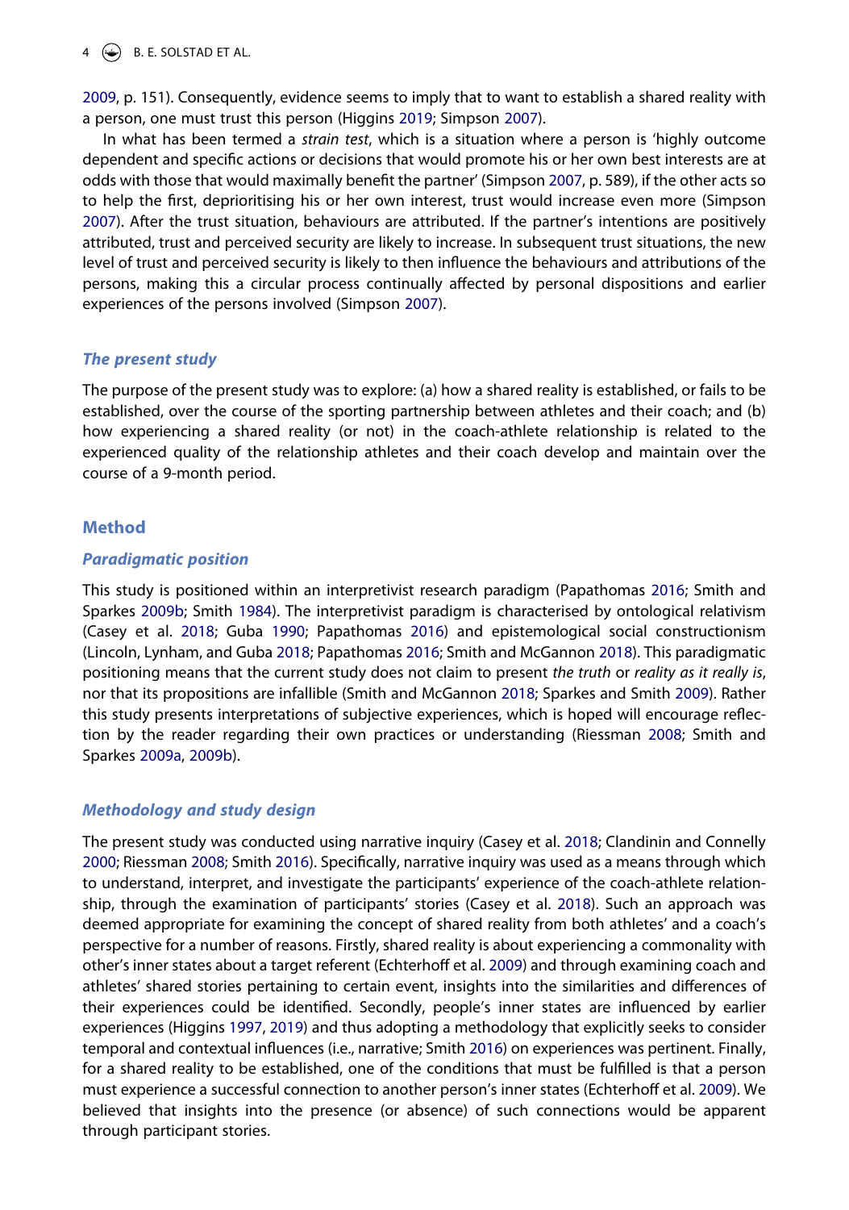2009, p. 151). Consequently, evidence seems to imply that to want to establish a shared reality with a person, one must trust this person (Higgins 2019; Simpson 2007).

In what has been termed a *strain test*, which is a situation where a person is 'highly outcome dependent and specific actions or decisions that would promote his or her own best interests are at odds with those that would maximally benefit the partner' (Simpson 2007, p. 589), if the other acts so to help the first, deprioritising his or her own interest, trust would increase even more (Simpson 2007). After the trust situation, behaviours are attributed. If the partner's intentions are positively attributed, trust and perceived security are likely to increase. In subsequent trust situations, the new level of trust and perceived security is likely to then influence the behaviours and attributions of the persons, making this a circular process continually affected by personal dispositions and earlier experiences of the persons involved (Simpson 2007).

### *The present study*

The purpose of the present study was to explore: (a) how a shared reality is established, or fails to be established, over the course of the sporting partnership between athletes and their coach; and (b) how experiencing a shared reality (or not) in the coach-athlete relationship is related to the experienced quality of the relationship athletes and their coach develop and maintain over the course of a 9-month period.

## Method

### *Paradigmatic position*

This study is positioned within an interpretivist research paradigm (Papathomas 2016; Smith and Sparkes 2009b; Smith 1984). The interpretivist paradigm is characterised by ontological relativism (Casey et al. 2018; Guba 1990; Papathomas 2016) and epistemological social constructionism (Lincoln, Lynham, and Guba 2018; Papathomas 2016; Smith and McGannon 2018). This paradigmatic positioning means that the current study does not claim to present *the truth* or *reality as it really is*, nor that its propositions are infallible (Smith and McGannon 2018; Sparkes and Smith 2009). Rather this study presents interpretations of subjective experiences, which is hoped will encourage reflection by the reader regarding their own practices or understanding (Riessman 2008; Smith and Sparkes 2009a, 2009b).

### *Methodology and study design*

The present study was conducted using narrative inquiry (Casey et al. 2018; Clandinin and Connelly 2000; Riessman 2008; Smith 2016). Specifically, narrative inquiry was used as a means through which to understand, interpret, and investigate the participants' experience of the coach-athlete relationship, through the examination of participants' stories (Casey et al. 2018). Such an approach was deemed appropriate for examining the concept of shared reality from both athletes' and a coach's perspective for a number of reasons. Firstly, shared reality is about experiencing a commonality with other's inner states about a target referent (Echterhoff et al. 2009) and through examining coach and athletes' shared stories pertaining to certain event, insights into the similarities and differences of their experiences could be identified. Secondly, people's inner states are influenced by earlier experiences (Higgins 1997, 2019) and thus adopting a methodology that explicitly seeks to consider temporal and contextual influences (i.e., narrative; Smith 2016) on experiences was pertinent. Finally, for a shared reality to be established, one of the conditions that must be fulfilled is that a person must experience a successful connection to another person's inner states (Echterhoff et al. 2009). We believed that insights into the presence (or absence) of such connections would be apparent through participant stories.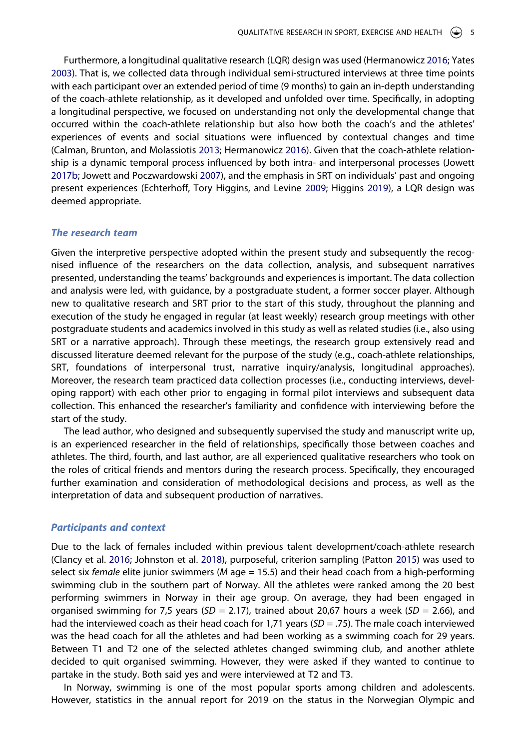Furthermore, a longitudinal qualitative research (LQR) design was used (Hermanowicz 2016; Yates 2003). That is, we collected data through individual semi-structured interviews at three time points with each participant over an extended period of time (9 months) to gain an in-depth understanding of the coach-athlete relationship, as it developed and unfolded over time. Specifically, in adopting a longitudinal perspective, we focused on understanding not only the developmental change that occurred within the coach-athlete relationship but also how both the coach's and the athletes' experiences of events and social situations were influenced by contextual changes and time (Calman, Brunton, and Molassiotis 2013; Hermanowicz 2016). Given that the coach-athlete relationship is a dynamic temporal process influenced by both intra- and interpersonal processes (Jowett 2017b; Jowett and Poczwardowski 2007), and the emphasis in SRT on individuals' past and ongoing present experiences (Echterhoff, Tory Higgins, and Levine 2009; Higgins 2019), a LQR design was deemed appropriate.

### *The research team*

Given the interpretive perspective adopted within the present study and subsequently the recognised influence of the researchers on the data collection, analysis, and subsequent narratives presented, understanding the teams' backgrounds and experiences is important. The data collection and analysis were led, with guidance, by a postgraduate student, a former soccer player. Although new to qualitative research and SRT prior to the start of this study, throughout the planning and execution of the study he engaged in regular (at least weekly) research group meetings with other postgraduate students and academics involved in this study as well as related studies (i.e., also using SRT or a narrative approach). Through these meetings, the research group extensively read and discussed literature deemed relevant for the purpose of the study (e.g., coach-athlete relationships, SRT, foundations of interpersonal trust, narrative inquiry/analysis, longitudinal approaches). Moreover, the research team practiced data collection processes (i.e., conducting interviews, developing rapport) with each other prior to engaging in formal pilot interviews and subsequent data collection. This enhanced the researcher's familiarity and confidence with interviewing before the start of the study.

The lead author, who designed and subsequently supervised the study and manuscript write up, is an experienced researcher in the field of relationships, specifically those between coaches and athletes. The third, fourth, and last author, are all experienced qualitative researchers who took on the roles of critical friends and mentors during the research process. Specifically, they encouraged further examination and consideration of methodological decisions and process, as well as the interpretation of data and subsequent production of narratives.

### *Participants and context*

Due to the lack of females included within previous talent development/coach-athlete research (Clancy et al. 2016; Johnston et al. 2018), purposeful, criterion sampling (Patton 2015) was used to select six *female* elite junior swimmers (*M* age = 15.5) and their head coach from a high-performing swimming club in the southern part of Norway. All the athletes were ranked among the 20 best performing swimmers in Norway in their age group. On average, they had been engaged in organised swimming for 7,5 years (*SD* = 2.17), trained about 20,67 hours a week (*SD* = 2.66), and had the interviewed coach as their head coach for 1,71 years (*SD* = .75). The male coach interviewed was the head coach for all the athletes and had been working as a swimming coach for 29 years. Between T1 and T2 one of the selected athletes changed swimming club, and another athlete decided to quit organised swimming. However, they were asked if they wanted to continue to partake in the study. Both said yes and were interviewed at T2 and T3.

In Norway, swimming is one of the most popular sports among children and adolescents. However, statistics in the annual report for 2019 on the status in the Norwegian Olympic and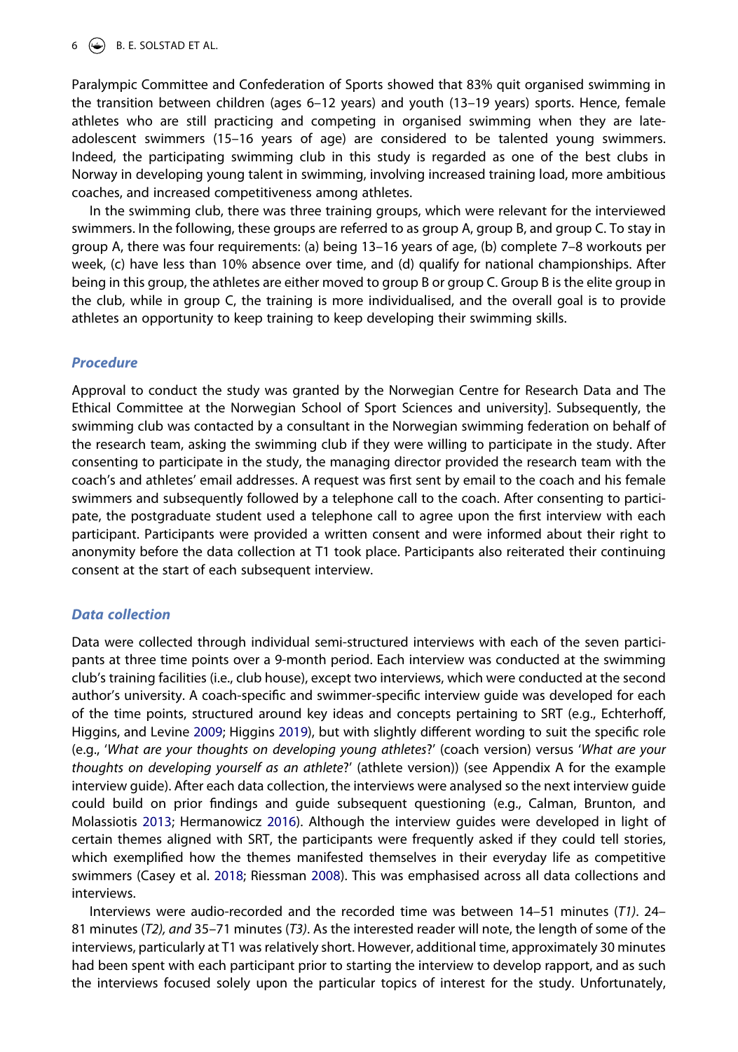Paralympic Committee and Confederation of Sports showed that 83% quit organised swimming in the transition between children (ages 6–12 years) and youth (13–19 years) sports. Hence, female athletes who are still practicing and competing in organised swimming when they are late-adolescent swimmers (15–16 years of age) are considered to be talented young swimmers. Indeed, the participating swimming club in this study is regarded as one of the best clubs in Norway in developing young talent in swimming, involving increased training load, more ambitious coaches, and increased competitiveness among athletes.

In the swimming club, there was three training groups, which were relevant for the interviewed swimmers. In the following, these groups are referred to as group A, group B, and group C. To stay in group A, there was four requirements: (a) being 13–16 years of age, (b) complete 7–8 workouts per week, (c) have less than 10% absence over time, and (d) qualify for national championships. After being in this group, the athletes are either moved to group B or group C. Group B is the elite group in the club, while in group C, the training is more individualised, and the overall goal is to provide athletes an opportunity to keep training to keep developing their swimming skills.

### *Procedure*

Approval to conduct the study was granted by the Norwegian Centre for Research Data and The Ethical Committee at the Norwegian School of Sport Sciences and university]. Subsequently, the swimming club was contacted by a consultant in the Norwegian swimming federation on behalf of the research team, asking the swimming club if they were willing to participate in the study. After consenting to participate in the study, the managing director provided the research team with the coach's and athletes' email addresses. A request was first sent by email to the coach and his female swimmers and subsequently followed by a telephone call to the coach. After consenting to participate, the postgraduate student used a telephone call to agree upon the first interview with each participant. Participants were provided a written consent and were informed about their right to anonymity before the data collection at T1 took place. Participants also reiterated their continuing consent at the start of each subsequent interview.

### *Data collection*

Data were collected through individual semi-structured interviews with each of the seven participants at three time points over a 9-month period. Each interview was conducted at the swimming club's training facilities (i.e., club house), except two interviews, which were conducted at the second author's university. A coach-specific and swimmer-specific interview guide was developed for each of the time points, structured around key ideas and concepts pertaining to SRT (e.g., Echterhoff, Higgins, and Levine 2009; Higgins 2019), but with slightly different wording to suit the specific role (e.g., '*What are your thoughts on developing young athletes*?' (coach version) versus '*What are your thoughts on developing yourself as an athlete*?' (athlete version)) (see Appendix A for the example interview guide). After each data collection, the interviews were analysed so the next interview guide could build on prior findings and guide subsequent questioning (e.g., Calman, Brunton, and Molassiotis 2013; Hermanowicz 2016). Although the interview guides were developed in light of certain themes aligned with SRT, the participants were frequently asked if they could tell stories, which exemplified how the themes manifested themselves in their everyday life as competitive swimmers (Casey et al. 2018; Riessman 2008). This was emphasised across all data collections and interviews.

Interviews were audio-recorded and the recorded time was between 14–51 minutes (*T1*). 24–81 minutes (*T2), and* 35–71 minutes (*T3)*. As the interested reader will note, the length of some of the interviews, particularly at T1 was relatively short. However, additional time, approximately 30 minutes had been spent with each participant prior to starting the interview to develop rapport, and as such the interviews focused solely upon the particular topics of interest for the study. Unfortunately,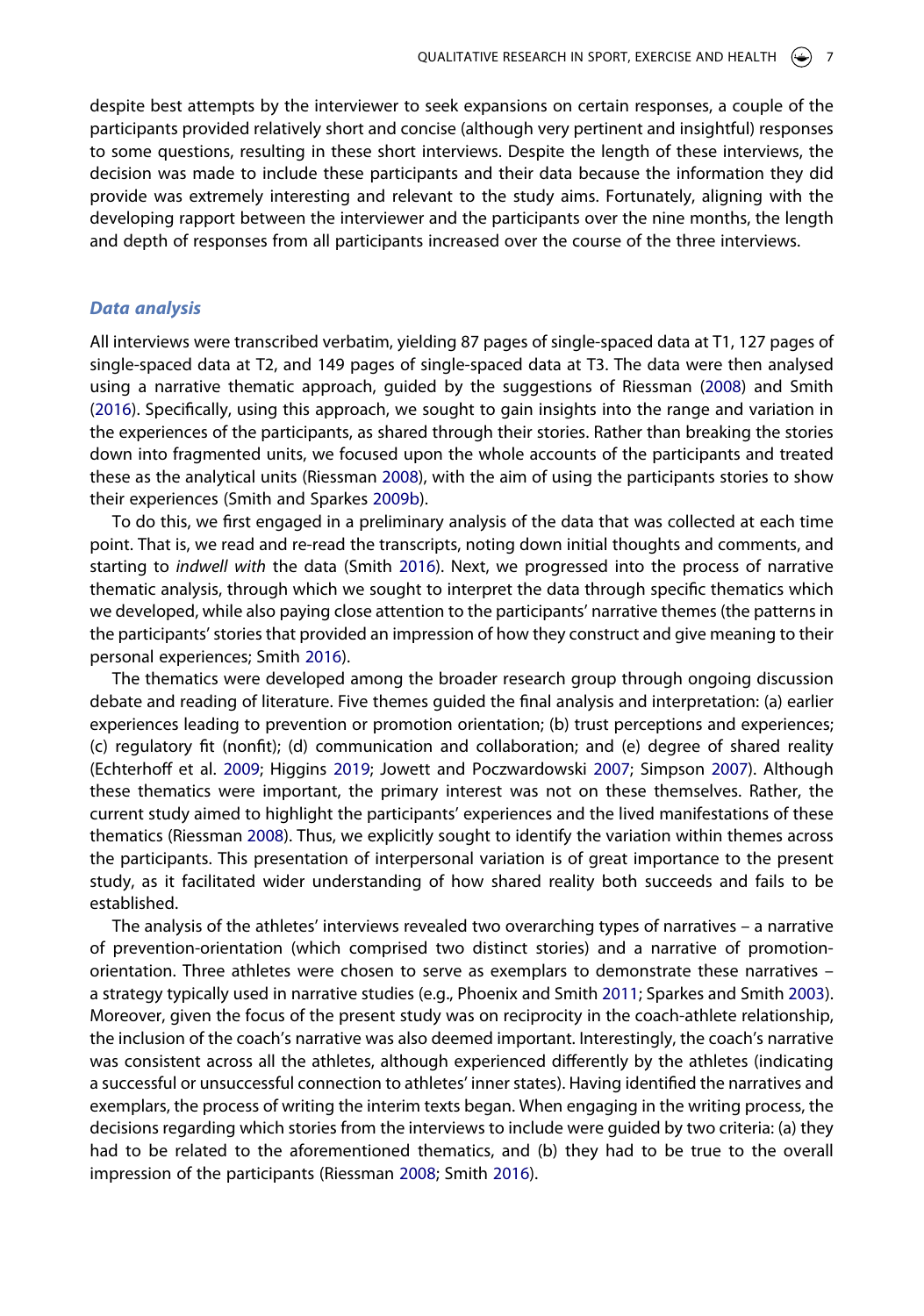despite best attempts by the interviewer to seek expansions on certain responses, a couple of the participants provided relatively short and concise (although very pertinent and insightful) responses to some questions, resulting in these short interviews. Despite the length of these interviews, the decision was made to include these participants and their data because the information they did provide was extremely interesting and relevant to the study aims. Fortunately, aligning with the developing rapport between the interviewer and the participants over the nine months, the length and depth of responses from all participants increased over the course of the three interviews.

### *Data analysis*

All interviews were transcribed verbatim, yielding 87 pages of single-spaced data at T1, 127 pages of single-spaced data at T2, and 149 pages of single-spaced data at T3. The data were then analysed using a narrative thematic approach, guided by the suggestions of Riessman (2008) and Smith (2016). Specifically, using this approach, we sought to gain insights into the range and variation in the experiences of the participants, as shared through their stories. Rather than breaking the stories down into fragmented units, we focused upon the whole accounts of the participants and treated these as the analytical units (Riessman 2008), with the aim of using the participants stories to show their experiences (Smith and Sparkes 2009b).

To do this, we first engaged in a preliminary analysis of the data that was collected at each time point. That is, we read and re-read the transcripts, noting down initial thoughts and comments, and starting to *indwell with* the data (Smith 2016). Next, we progressed into the process of narrative thematic analysis, through which we sought to interpret the data through specific thematics which we developed, while also paying close attention to the participants' narrative themes (the patterns in the participants' stories that provided an impression of how they construct and give meaning to their personal experiences; Smith 2016).

The thematics were developed among the broader research group through ongoing discussion debate and reading of literature. Five themes guided the final analysis and interpretation: (a) earlier experiences leading to prevention or promotion orientation; (b) trust perceptions and experiences; (c) regulatory fit (nonfit); (d) communication and collaboration; and (e) degree of shared reality (Echterhoff et al. 2009; Higgins 2019; Jowett and Poczwardowski 2007; Simpson 2007). Although these thematics were important, the primary interest was not on these themselves. Rather, the current study aimed to highlight the participants' experiences and the lived manifestations of these thematics (Riessman 2008). Thus, we explicitly sought to identify the variation within themes across the participants. This presentation of interpersonal variation is of great importance to the present study, as it facilitated wider understanding of how shared reality both succeeds and fails to be established.

The analysis of the athletes' interviews revealed two overarching types of narratives – a narrative of prevention-orientation (which comprised two distinct stories) and a narrative of promotion-orientation. Three athletes were chosen to serve as exemplars to demonstrate these narratives – a strategy typically used in narrative studies (e.g., Phoenix and Smith 2011; Sparkes and Smith 2003). Moreover, given the focus of the present study was on reciprocity in the coach-athlete relationship, the inclusion of the coach's narrative was also deemed important. Interestingly, the coach's narrative was consistent across all the athletes, although experienced differently by the athletes (indicating a successful or unsuccessful connection to athletes' inner states). Having identified the narratives and exemplars, the process of writing the interim texts began. When engaging in the writing process, the decisions regarding which stories from the interviews to include were guided by two criteria: (a) they had to be related to the aforementioned thematics, and (b) they had to be true to the overall impression of the participants (Riessman 2008; Smith 2016).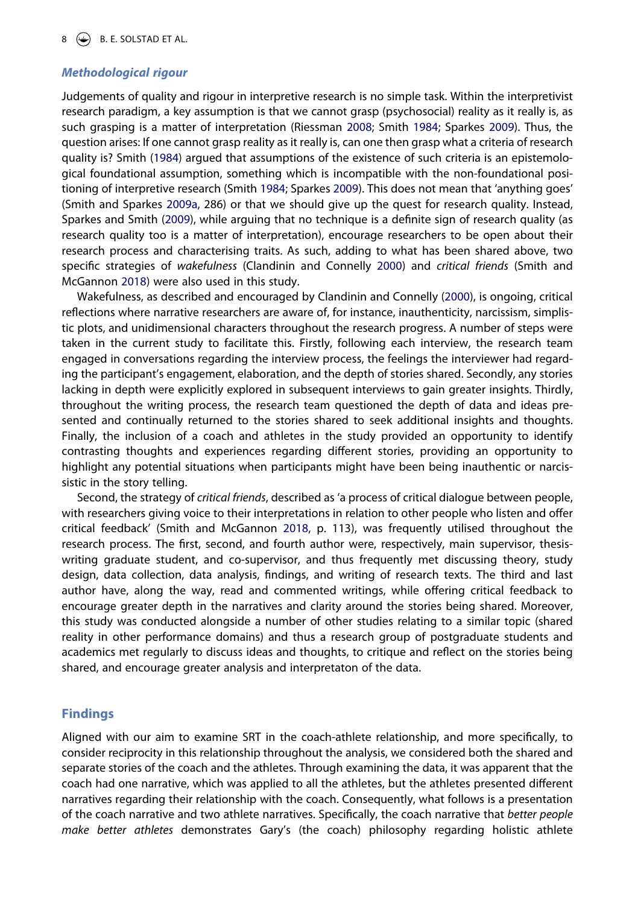### Methodological rigour

Judgements of quality and rigour in interpretive research is no simple task. Within the interpretivist research paradigm, a key assumption is that we cannot grasp (psychosocial) reality as it really is, as such grasping is a matter of interpretation (Riessman 2008; Smith 1984; Sparkes 2009). Thus, the question arises: If one cannot grasp reality as it really is, can one then grasp what a criteria of research quality is? Smith (1984) argued that assumptions of the existence of such criteria is an epistemological foundational assumption, something which is incompatible with the non-foundational positioning of interpretive research (Smith 1984; Sparkes 2009). This does not mean that 'anything goes' (Smith and Sparkes 2009a, 286) or that we should give up the quest for research quality. Instead, Sparkes and Smith (2009), while arguing that no technique is a definite sign of research quality (as research quality too is a matter of interpretation), encourage researchers to be open about their research process and characterising traits. As such, adding to what has been shared above, two specific strategies of *wakefulness* (Clandinin and Connelly 2000) and *critical friends* (Smith and McGannon 2018) were also used in this study.

Wakefulness, as described and encouraged by Clandinin and Connelly (2000), is ongoing, critical reflections where narrative researchers are aware of, for instance, inauthenticity, narcissism, simplistic plots, and unidimensional characters throughout the research progress. A number of steps were taken in the current study to facilitate this. Firstly, following each interview, the research team engaged in conversations regarding the interview process, the feelings the interviewer had regarding the participant's engagement, elaboration, and the depth of stories shared. Secondly, any stories lacking in depth were explicitly explored in subsequent interviews to gain greater insights. Thirdly, throughout the writing process, the research team questioned the depth of data and ideas presented and continually returned to the stories shared to seek additional insights and thoughts. Finally, the inclusion of a coach and athletes in the study provided an opportunity to identify contrasting thoughts and experiences regarding different stories, providing an opportunity to highlight any potential situations when participants might have been being inauthentic or narcissistic in the story telling.

Second, the strategy of *critical friends*, described as 'a process of critical dialogue between people, with researchers giving voice to their interpretations in relation to other people who listen and offer critical feedback' (Smith and McGannon 2018, p. 113), was frequently utilised throughout the research process. The first, second, and fourth author were, respectively, main supervisor, thesis-writing graduate student, and co-supervisor, and thus frequently met discussing theory, study design, data collection, data analysis, findings, and writing of research texts. The third and last author have, along the way, read and commented writings, while offering critical feedback to encourage greater depth in the narratives and clarity around the stories being shared. Moreover, this study was conducted alongside a number of other studies relating to a similar topic (shared reality in other performance domains) and thus a research group of postgraduate students and academics met regularly to discuss ideas and thoughts, to critique and reflect on the stories being shared, and encourage greater analysis and interpretaton of the data.

## Findings

Aligned with our aim to examine SRT in the coach-athlete relationship, and more specifically, to consider reciprocity in this relationship throughout the analysis, we considered both the shared and separate stories of the coach and the athletes. Through examining the data, it was apparent that the coach had one narrative, which was applied to all the athletes, but the athletes presented different narratives regarding their relationship with the coach. Consequently, what follows is a presentation of the coach narrative and two athlete narratives. Specifically, the coach narrative that *better people make better athletes* demonstrates Gary's (the coach) philosophy regarding holistic athlete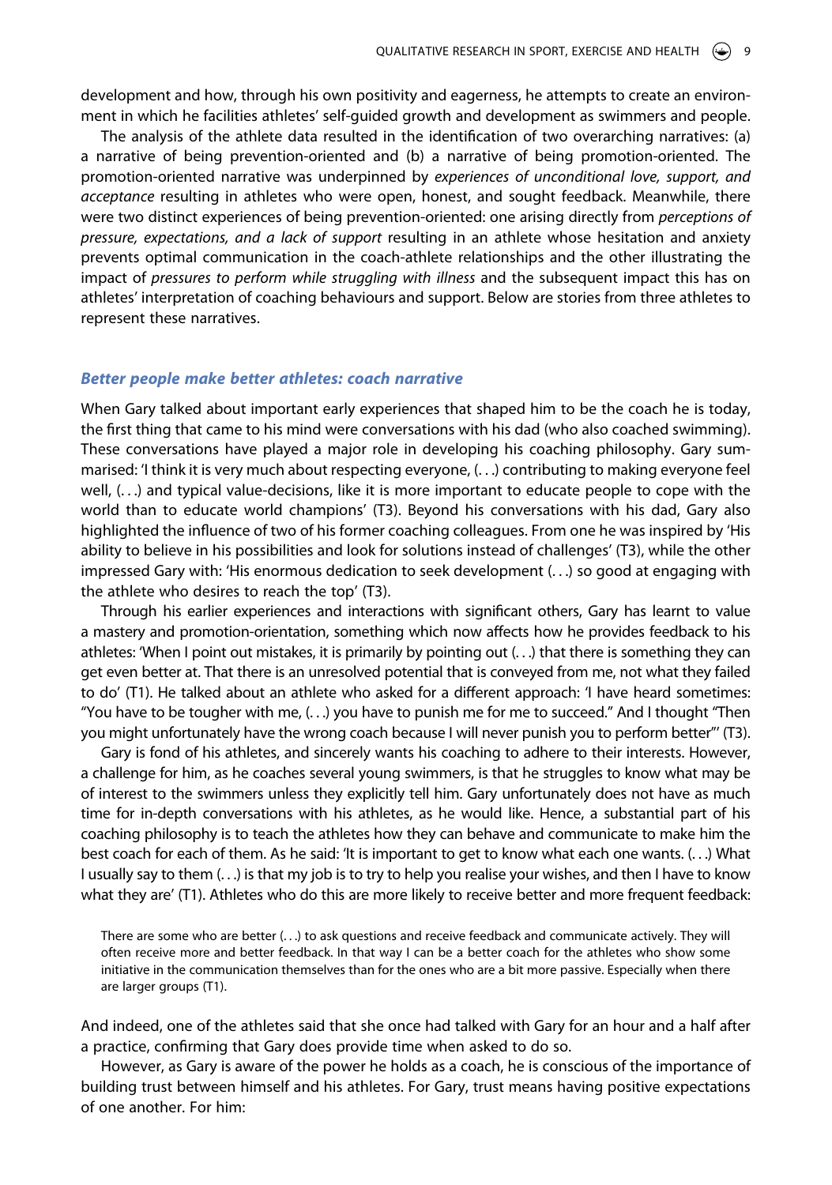development and how, through his own positivity and eagerness, he attempts to create an environment in which he facilities athletes' self-guided growth and development as swimmers and people.

The analysis of the athlete data resulted in the identification of two overarching narratives: (a) a narrative of being prevention-oriented and (b) a narrative of being promotion-oriented. The promotion-oriented narrative was underpinned by *experiences of unconditional love, support, and acceptance* resulting in athletes who were open, honest, and sought feedback. Meanwhile, there were two distinct experiences of being prevention-oriented: one arising directly from *perceptions of pressure, expectations, and a lack of support* resulting in an athlete whose hesitation and anxiety prevents optimal communication in the coach-athlete relationships and the other illustrating the impact of *pressures to perform while struggling with illness* and the subsequent impact this has on athletes' interpretation of coaching behaviours and support. Below are stories from three athletes to represent these narratives.

### *Better people make better athletes: coach narrative*

When Gary talked about important early experiences that shaped him to be the coach he is today, the first thing that came to his mind were conversations with his dad (who also coached swimming). These conversations have played a major role in developing his coaching philosophy. Gary summarised: 'I think it is very much about respecting everyone, (. . .) contributing to making everyone feel well, (. . .) and typical value-decisions, like it is more important to educate people to cope with the world than to educate world champions' (T3). Beyond his conversations with his dad, Gary also highlighted the influence of two of his former coaching colleagues. From one he was inspired by 'His ability to believe in his possibilities and look for solutions instead of challenges' (T3), while the other impressed Gary with: 'His enormous dedication to seek development (. . .) so good at engaging with the athlete who desires to reach the top' (T3).

Through his earlier experiences and interactions with significant others, Gary has learnt to value a mastery and promotion-orientation, something which now affects how he provides feedback to his athletes: 'When I point out mistakes, it is primarily by pointing out (. . .) that there is something they can get even better at. That there is an unresolved potential that is conveyed from me, not what they failed to do' (T1). He talked about an athlete who asked for a different approach: 'I have heard sometimes: "You have to be tougher with me, (. . .) you have to punish me for me to succeed." And I thought "Then you might unfortunately have the wrong coach because I will never punish you to perform better"' (T3).

Gary is fond of his athletes, and sincerely wants his coaching to adhere to their interests. However, a challenge for him, as he coaches several young swimmers, is that he struggles to know what may be of interest to the swimmers unless they explicitly tell him. Gary unfortunately does not have as much time for in-depth conversations with his athletes, as he would like. Hence, a substantial part of his coaching philosophy is to teach the athletes how they can behave and communicate to make him the best coach for each of them. As he said: 'It is important to get to know what each one wants. (. . .) What I usually say to them (. . .) is that my job is to try to help you realise your wishes, and then I have to know what they are' (T1). Athletes who do this are more likely to receive better and more frequent feedback:

> There are some who are better (. . .) to ask questions and receive feedback and communicate actively. They will often receive more and better feedback. In that way I can be a better coach for the athletes who show some initiative in the communication themselves than for the ones who are a bit more passive. Especially when there are larger groups (T1).

And indeed, one of the athletes said that she once had talked with Gary for an hour and a half after a practice, confirming that Gary does provide time when asked to do so.

However, as Gary is aware of the power he holds as a coach, he is conscious of the importance of building trust between himself and his athletes. For Gary, trust means having positive expectations of one another. For him: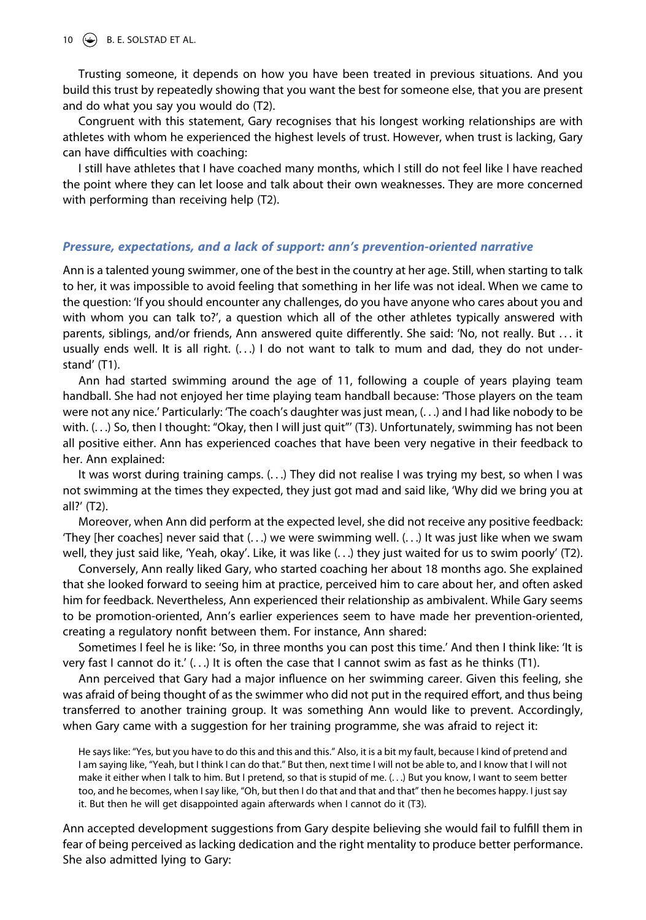Trusting someone, it depends on how you have been treated in previous situations. And you build this trust by repeatedly showing that you want the best for someone else, that you are present and do what you say you would do (T2).

Congruent with this statement, Gary recognises that his longest working relationships are with athletes with whom he experienced the highest levels of trust. However, when trust is lacking, Gary can have difficulties with coaching:

I still have athletes that I have coached many months, which I still do not feel like I have reached the point where they can let loose and talk about their own weaknesses. They are more concerned with performing than receiving help (T2).

### *Pressure, expectations, and a lack of support: ann's prevention-oriented narrative*

Ann is a talented young swimmer, one of the best in the country at her age. Still, when starting to talk to her, it was impossible to avoid feeling that something in her life was not ideal. When we came to the question: 'If you should encounter any challenges, do you have anyone who cares about you and with whom you can talk to?', a question which all of the other athletes typically answered with parents, siblings, and/or friends, Ann answered quite differently. She said: 'No, not really. But ... it usually ends well. It is all right. (...) I do not want to talk to mum and dad, they do not understand' (T1).

Ann had started swimming around the age of 11, following a couple of years playing team handball. She had not enjoyed her time playing team handball because: 'Those players on the team were not any nice.' Particularly: 'The coach's daughter was just mean, (...) and I had like nobody to be with. (...) So, then I thought: "Okay, then I will just quit"' (T3). Unfortunately, swimming has not been all positive either. Ann has experienced coaches that have been very negative in their feedback to her. Ann explained:

It was worst during training camps. (...) They did not realise I was trying my best, so when I was not swimming at the times they expected, they just got mad and said like, 'Why did we bring you at all?' (T2).

Moreover, when Ann did perform at the expected level, she did not receive any positive feedback: 'They [her coaches] never said that (...) we were swimming well. (...) It was just like when we swam well, they just said like, 'Yeah, okay'. Like, it was like (...) they just waited for us to swim poorly' (T2).

Conversely, Ann really liked Gary, who started coaching her about 18 months ago. She explained that she looked forward to seeing him at practice, perceived him to care about her, and often asked him for feedback. Nevertheless, Ann experienced their relationship as ambivalent. While Gary seems to be promotion-oriented, Ann's earlier experiences seem to have made her prevention-oriented, creating a regulatory nonfit between them. For instance, Ann shared:

Sometimes I feel he is like: 'So, in three months you can post this time.' And then I think like: 'It is very fast I cannot do it.' (...) It is often the case that I cannot swim as fast as he thinks (T1).

Ann perceived that Gary had a major influence on her swimming career. Given this feeling, she was afraid of being thought of as the swimmer who did not put in the required effort, and thus being transferred to another training group. It was something Ann would like to prevent. Accordingly, when Gary came with a suggestion for her training programme, she was afraid to reject it:

> He says like: "Yes, but you have to do this and this and this." Also, it is a bit my fault, because I kind of pretend and I am saying like, "Yeah, but I think I can do that." But then, next time I will not be able to, and I know that I will not make it either when I talk to him. But I pretend, so that is stupid of me. (...) But you know, I want to seem better too, and he becomes, when I say like, "Oh, but then I do that and that and that" then he becomes happy. I just say it. But then he will get disappointed again afterwards when I cannot do it (T3).

Ann accepted development suggestions from Gary despite believing she would fail to fulfill them in fear of being perceived as lacking dedication and the right mentality to produce better performance. She also admitted lying to Gary: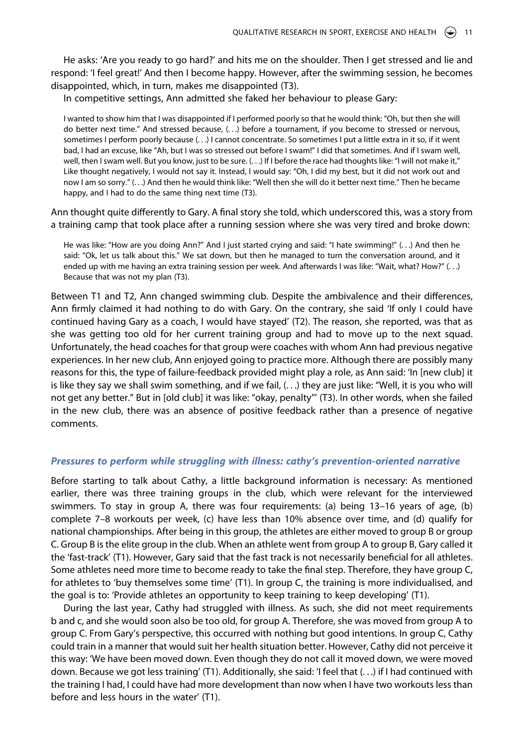He asks: 'Are you ready to go hard?' and hits me on the shoulder. Then I get stressed and lie and respond: 'I feel great!' And then I become happy. However, after the swimming session, he becomes disappointed, which, in turn, makes me disappointed (T3).

In competitive settings, Ann admitted she faked her behaviour to please Gary:

> I wanted to show him that I was disappointed if I performed poorly so that he would think: "Oh, but then she will do better next time." And stressed because, (. . .) before a tournament, if you become to stressed or nervous, sometimes I perform poorly because (. . .) I cannot concentrate. So sometimes I put a little extra in it so, if it went bad, I had an excuse, like "Ah, but I was so stressed out before I swam!" I did that sometimes. And if I swam well, well, then I swam well. But you know, just to be sure. (. . .) If I before the race had thoughts like: "I will not make it," Like thought negatively, I would not say it. Instead, I would say: "Oh, I did my best, but it did not work out and now I am so sorry." (. . .) And then he would think like: "Well then she will do it better next time." Then he became happy, and I had to do the same thing next time (T3).

Ann thought quite differently to Gary. A final story she told, which underscored this, was a story from a training camp that took place after a running session where she was very tired and broke down:

> He was like: "How are you doing Ann?" And I just started crying and said: "I hate swimming!" (. . .) And then he said: "Ok, let us talk about this." We sat down, but then he managed to turn the conversation around, and it ended up with me having an extra training session per week. And afterwards I was like: "Wait, what? How?" (. . .) Because that was not my plan (T3).

Between T1 and T2, Ann changed swimming club. Despite the ambivalence and their differences, Ann firmly claimed it had nothing to do with Gary. On the contrary, she said 'If only I could have continued having Gary as a coach, I would have stayed' (T2). The reason, she reported, was that as she was getting too old for her current training group and had to move up to the next squad. Unfortunately, the head coaches for that group were coaches with whom Ann had previous negative experiences. In her new club, Ann enjoyed going to practice more. Although there are possibly many reasons for this, the type of failure-feedback provided might play a role, as Ann said: 'In [new club] it is like they say we shall swim something, and if we fail, (. . .) they are just like: "Well, it is you who will not get any better." But in [old club] it was like: "okay, penalty"' (T3). In other words, when she failed in the new club, there was an absence of positive feedback rather than a presence of negative comments.

### *Pressures to perform while struggling with illness: cathy's prevention-oriented narrative*

Before starting to talk about Cathy, a little background information is necessary: As mentioned earlier, there was three training groups in the club, which were relevant for the interviewed swimmers. To stay in group A, there was four requirements: (a) being 13–16 years of age, (b) complete 7–8 workouts per week, (c) have less than 10% absence over time, and (d) qualify for national championships. After being in this group, the athletes are either moved to group B or group C. Group B is the elite group in the club. When an athlete went from group A to group B, Gary called it the 'fast-track' (T1). However, Gary said that the fast track is not necessarily beneficial for all athletes. Some athletes need more time to become ready to take the final step. Therefore, they have group C, for athletes to 'buy themselves some time' (T1). In group C, the training is more individualised, and the goal is to: 'Provide athletes an opportunity to keep training to keep developing' (T1).

During the last year, Cathy had struggled with illness. As such, she did not meet requirements b and c, and she would soon also be too old, for group A. Therefore, she was moved from group A to group C. From Gary's perspective, this occurred with nothing but good intentions. In group C, Cathy could train in a manner that would suit her health situation better. However, Cathy did not perceive it this way: 'We have been moved down. Even though they do not call it moved down, we were moved down. Because we got less training' (T1). Additionally, she said: 'I feel that (. . .) if I had continued with the training I had, I could have had more development than now when I have two workouts less than before and less hours in the water' (T1).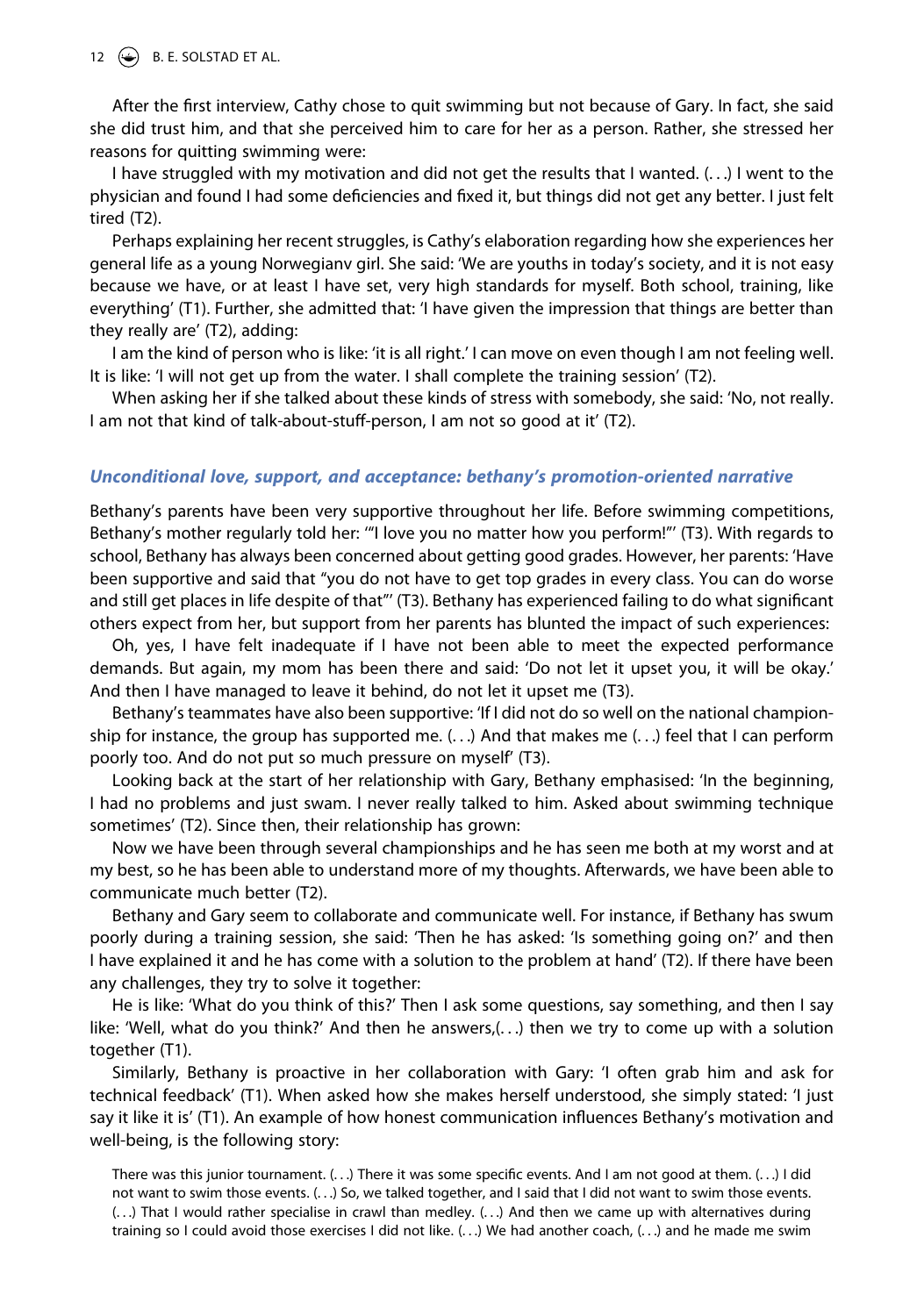After the first interview, Cathy chose to quit swimming but not because of Gary. In fact, she said she did trust him, and that she perceived him to care for her as a person. Rather, she stressed her reasons for quitting swimming were:

I have struggled with my motivation and did not get the results that I wanted. (. . .) I went to the physician and found I had some deficiencies and fixed it, but things did not get any better. I just felt tired (T2).

Perhaps explaining her recent struggles, is Cathy's elaboration regarding how she experiences her general life as a young Norwegianv girl. She said: 'We are youths in today's society, and it is not easy because we have, or at least I have set, very high standards for myself. Both school, training, like everything' (T1). Further, she admitted that: 'I have given the impression that things are better than they really are' (T2), adding:

I am the kind of person who is like: 'it is all right.' I can move on even though I am not feeling well. It is like: 'I will not get up from the water. I shall complete the training session' (T2).

When asking her if she talked about these kinds of stress with somebody, she said: 'No, not really. I am not that kind of talk-about-stuff-person, I am not so good at it' (T2).

### *Unconditional love, support, and acceptance: bethany's promotion-oriented narrative*

Bethany's parents have been very supportive throughout her life. Before swimming competitions, Bethany's mother regularly told her: '"I love you no matter how you perform!"' (T3). With regards to school, Bethany has always been concerned about getting good grades. However, her parents: 'Have been supportive and said that "you do not have to get top grades in every class. You can do worse and still get places in life despite of that"' (T3). Bethany has experienced failing to do what significant others expect from her, but support from her parents has blunted the impact of such experiences:

Oh, yes, I have felt inadequate if I have not been able to meet the expected performance demands. But again, my mom has been there and said: 'Do not let it upset you, it will be okay.' And then I have managed to leave it behind, do not let it upset me (T3).

Bethany's teammates have also been supportive: 'If I did not do so well on the national championship for instance, the group has supported me. (. . .) And that makes me (. . .) feel that I can perform poorly too. And do not put so much pressure on myself' (T3).

Looking back at the start of her relationship with Gary, Bethany emphasised: 'In the beginning, I had no problems and just swam. I never really talked to him. Asked about swimming technique sometimes' (T2). Since then, their relationship has grown:

Now we have been through several championships and he has seen me both at my worst and at my best, so he has been able to understand more of my thoughts. Afterwards, we have been able to communicate much better (T2).

Bethany and Gary seem to collaborate and communicate well. For instance, if Bethany has swum poorly during a training session, she said: 'Then he has asked: 'Is something going on?' and then I have explained it and he has come with a solution to the problem at hand' (T2). If there have been any challenges, they try to solve it together:

He is like: 'What do you think of this?' Then I ask some questions, say something, and then I say like: 'Well, what do you think?' And then he answers,(. . .) then we try to come up with a solution together (T1).

Similarly, Bethany is proactive in her collaboration with Gary: 'I often grab him and ask for technical feedback' (T1). When asked how she makes herself understood, she simply stated: 'I just say it like it is' (T1). An example of how honest communication influences Bethany's motivation and well-being, is the following story:

> There was this junior tournament. (. . .) There it was some specific events. And I am not good at them. (. . .) I did not want to swim those events. (. . .) So, we talked together, and I said that I did not want to swim those events. (. . .) That I would rather specialise in crawl than medley. (. . .) And then we came up with alternatives during training so I could avoid those exercises I did not like. (. . .) We had another coach, (. . .) and he made me swim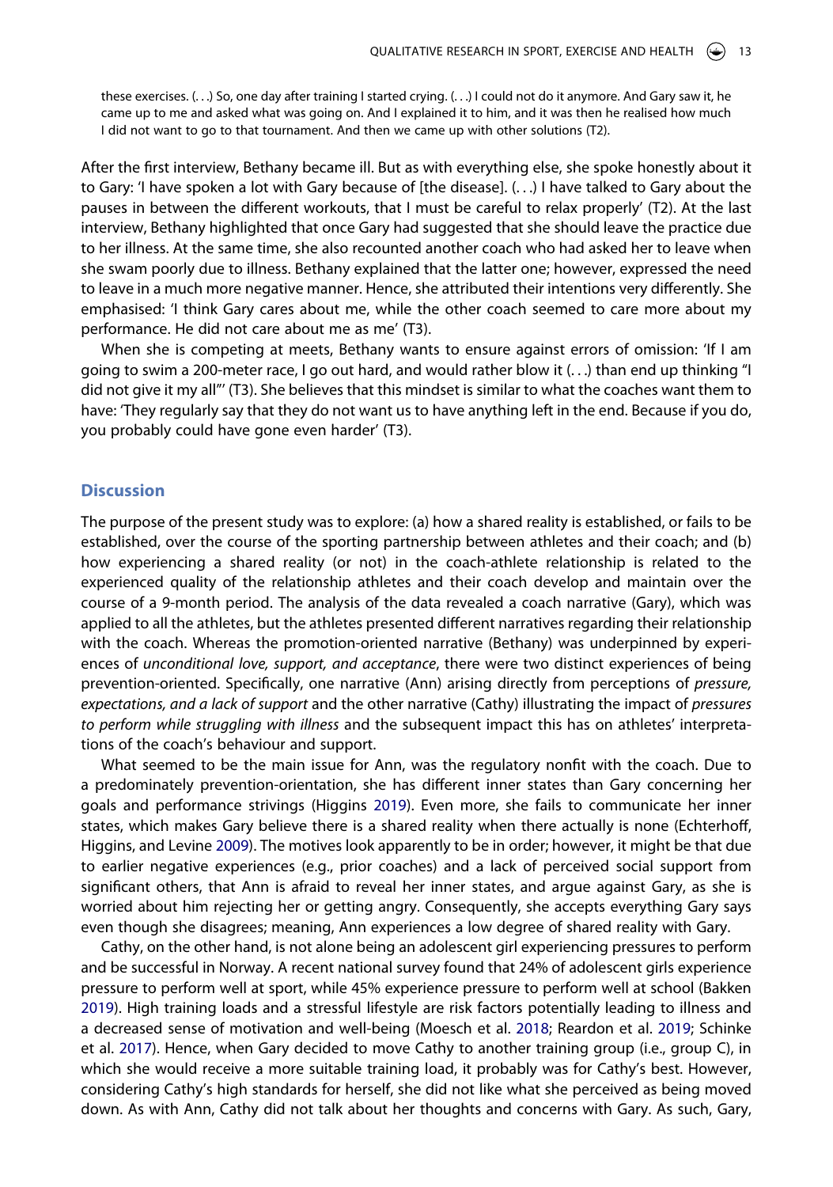these exercises. (. . .) So, one day after training I started crying. (. . .) I could not do it anymore. And Gary saw it, he came up to me and asked what was going on. And I explained it to him, and it was then he realised how much I did not want to go to that tournament. And then we came up with other solutions (T2).

After the first interview, Bethany became ill. But as with everything else, she spoke honestly about it to Gary: 'I have spoken a lot with Gary because of [the disease]. (. . .) I have talked to Gary about the pauses in between the different workouts, that I must be careful to relax properly' (T2). At the last interview, Bethany highlighted that once Gary had suggested that she should leave the practice due to her illness. At the same time, she also recounted another coach who had asked her to leave when she swam poorly due to illness. Bethany explained that the latter one; however, expressed the need to leave in a much more negative manner. Hence, she attributed their intentions very differently. She emphasised: 'I think Gary cares about me, while the other coach seemed to care more about my performance. He did not care about me as me' (T3).

When she is competing at meets, Bethany wants to ensure against errors of omission: 'If I am going to swim a 200-meter race, I go out hard, and would rather blow it (. . .) than end up thinking "I did not give it my all"' (T3). She believes that this mindset is similar to what the coaches want them to have: 'They regularly say that they do not want us to have anything left in the end. Because if you do, you probably could have gone even harder' (T3).

## Discussion

The purpose of the present study was to explore: (a) how a shared reality is established, or fails to be established, over the course of the sporting partnership between athletes and their coach; and (b) how experiencing a shared reality (or not) in the coach-athlete relationship is related to the experienced quality of the relationship athletes and their coach develop and maintain over the course of a 9-month period. The analysis of the data revealed a coach narrative (Gary), which was applied to all the athletes, but the athletes presented different narratives regarding their relationship with the coach. Whereas the promotion-oriented narrative (Bethany) was underpinned by experiences of *unconditional love, support, and acceptance*, there were two distinct experiences of being prevention-oriented. Specifically, one narrative (Ann) arising directly from perceptions of *pressure, expectations, and a lack of support* and the other narrative (Cathy) illustrating the impact of *pressures to perform while struggling with illness* and the subsequent impact this has on athletes' interpretations of the coach's behaviour and support.

What seemed to be the main issue for Ann, was the regulatory nonfit with the coach. Due to a predominately prevention-orientation, she has different inner states than Gary concerning her goals and performance strivings (Higgins 2019). Even more, she fails to communicate her inner states, which makes Gary believe there is a shared reality when there actually is none (Echterhoff, Higgins, and Levine 2009). The motives look apparently to be in order; however, it might be that due to earlier negative experiences (e.g., prior coaches) and a lack of perceived social support from significant others, that Ann is afraid to reveal her inner states, and argue against Gary, as she is worried about him rejecting her or getting angry. Consequently, she accepts everything Gary says even though she disagrees; meaning, Ann experiences a low degree of shared reality with Gary.

Cathy, on the other hand, is not alone being an adolescent girl experiencing pressures to perform and be successful in Norway. A recent national survey found that 24% of adolescent girls experience pressure to perform well at sport, while 45% experience pressure to perform well at school (Bakken 2019). High training loads and a stressful lifestyle are risk factors potentially leading to illness and a decreased sense of motivation and well-being (Moesch et al. 2018; Reardon et al. 2019; Schinke et al. 2017). Hence, when Gary decided to move Cathy to another training group (i.e., group C), in which she would receive a more suitable training load, it probably was for Cathy's best. However, considering Cathy's high standards for herself, she did not like what she perceived as being moved down. As with Ann, Cathy did not talk about her thoughts and concerns with Gary. As such, Gary,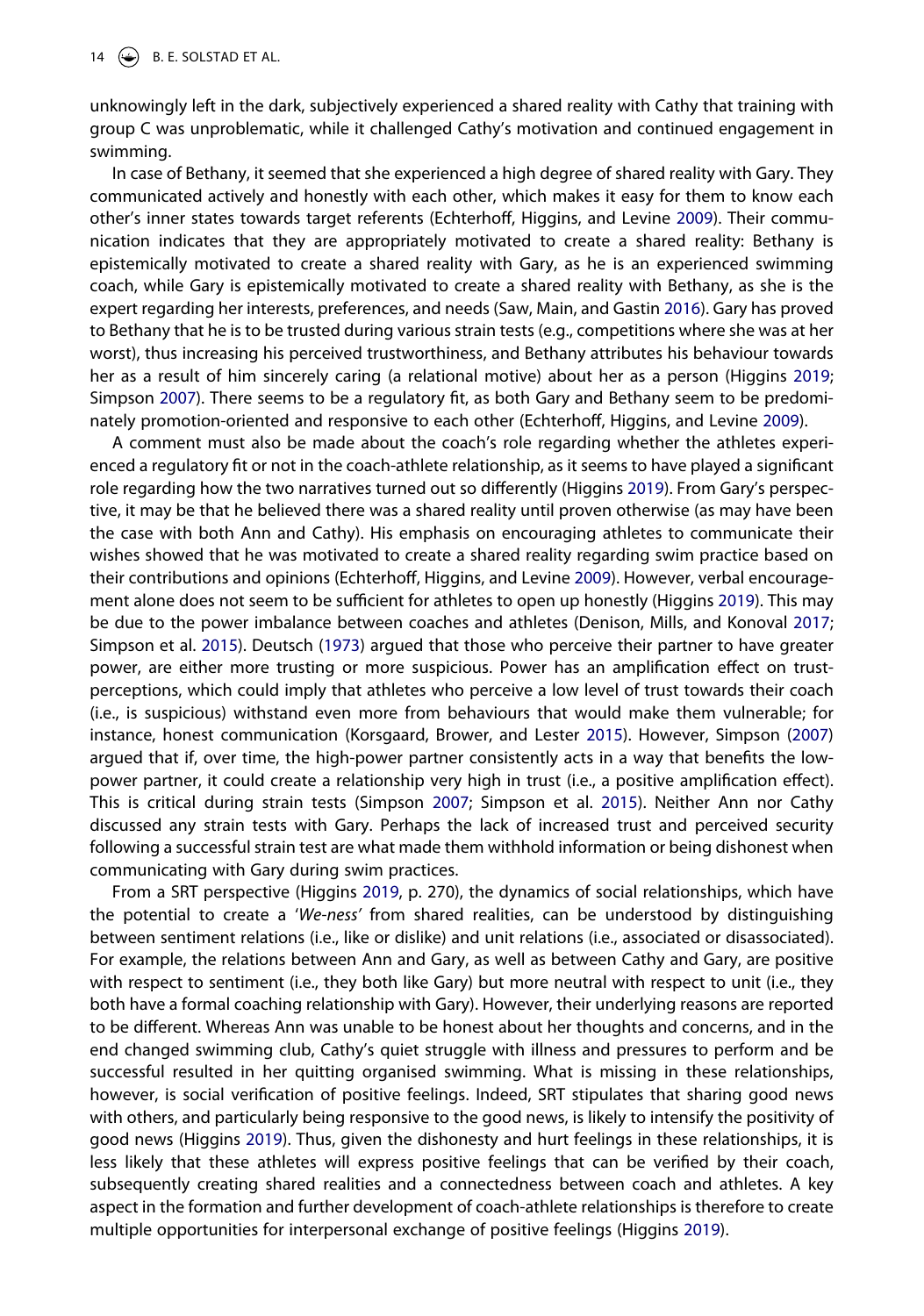unknowingly left in the dark, subjectively experienced a shared reality with Cathy that training with group C was unproblematic, while it challenged Cathy's motivation and continued engagement in swimming.

In case of Bethany, it seemed that she experienced a high degree of shared reality with Gary. They communicated actively and honestly with each other, which makes it easy for them to know each other's inner states towards target referents (Echterhoff, Higgins, and Levine 2009). Their communication indicates that they are appropriately motivated to create a shared reality: Bethany is epistemically motivated to create a shared reality with Gary, as he is an experienced swimming coach, while Gary is epistemically motivated to create a shared reality with Bethany, as she is the expert regarding her interests, preferences, and needs (Saw, Main, and Gastin 2016). Gary has proved to Bethany that he is to be trusted during various strain tests (e.g., competitions where she was at her worst), thus increasing his perceived trustworthiness, and Bethany attributes his behaviour towards her as a result of him sincerely caring (a relational motive) about her as a person (Higgins 2019; Simpson 2007). There seems to be a regulatory fit, as both Gary and Bethany seem to be predominately promotion-oriented and responsive to each other (Echterhoff, Higgins, and Levine 2009).

A comment must also be made about the coach's role regarding whether the athletes experienced a regulatory fit or not in the coach-athlete relationship, as it seems to have played a significant role regarding how the two narratives turned out so differently (Higgins 2019). From Gary's perspective, it may be that he believed there was a shared reality until proven otherwise (as may have been the case with both Ann and Cathy). His emphasis on encouraging athletes to communicate their wishes showed that he was motivated to create a shared reality regarding swim practice based on their contributions and opinions (Echterhoff, Higgins, and Levine 2009). However, verbal encouragement alone does not seem to be sufficient for athletes to open up honestly (Higgins 2019). This may be due to the power imbalance between coaches and athletes (Denison, Mills, and Konoval 2017; Simpson et al. 2015). Deutsch (1973) argued that those who perceive their partner to have greater power, are either more trusting or more suspicious. Power has an amplification effect on trust-perceptions, which could imply that athletes who perceive a low level of trust towards their coach (i.e., is suspicious) withstand even more from behaviours that would make them vulnerable; for instance, honest communication (Korsgaard, Brower, and Lester 2015). However, Simpson (2007) argued that if, over time, the high-power partner consistently acts in a way that benefits the low-power partner, it could create a relationship very high in trust (i.e., a positive amplification effect). This is critical during strain tests (Simpson 2007; Simpson et al. 2015). Neither Ann nor Cathy discussed any strain tests with Gary. Perhaps the lack of increased trust and perceived security following a successful strain test are what made them withhold information or being dishonest when communicating with Gary during swim practices.

From a SRT perspective (Higgins 2019, p. 270), the dynamics of social relationships, which have the potential to create a '*We-ness*' from shared realities, can be understood by distinguishing between sentiment relations (i.e., like or dislike) and unit relations (i.e., associated or disassociated). For example, the relations between Ann and Gary, as well as between Cathy and Gary, are positive with respect to sentiment (i.e., they both like Gary) but more neutral with respect to unit (i.e., they both have a formal coaching relationship with Gary). However, their underlying reasons are reported to be different. Whereas Ann was unable to be honest about her thoughts and concerns, and in the end changed swimming club, Cathy's quiet struggle with illness and pressures to perform and be successful resulted in her quitting organised swimming. What is missing in these relationships, however, is social verification of positive feelings. Indeed, SRT stipulates that sharing good news with others, and particularly being responsive to the good news, is likely to intensify the positivity of good news (Higgins 2019). Thus, given the dishonesty and hurt feelings in these relationships, it is less likely that these athletes will express positive feelings that can be verified by their coach, subsequently creating shared realities and a connectedness between coach and athletes. A key aspect in the formation and further development of coach-athlete relationships is therefore to create multiple opportunities for interpersonal exchange of positive feelings (Higgins 2019).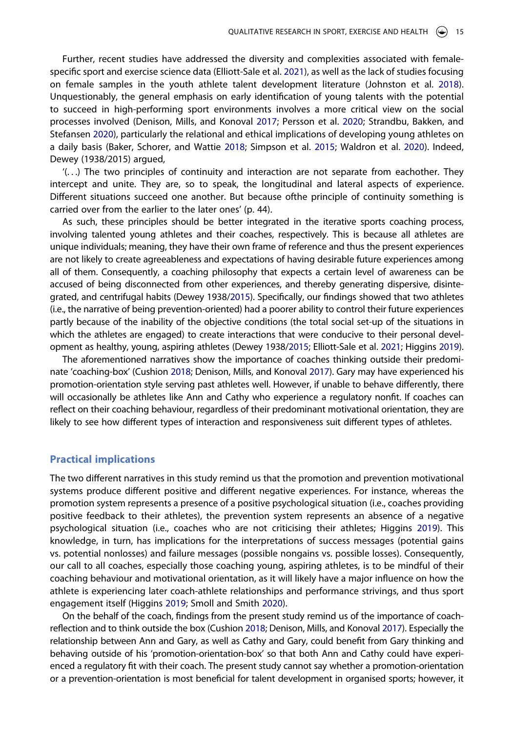Further, recent studies have addressed the diversity and complexities associated with female-specific sport and exercise science data (Elliott-Sale et al. 2021), as well as the lack of studies focusing on female samples in the youth athlete talent development literature (Johnston et al. 2018). Unquestionably, the general emphasis on early identification of young talents with the potential to succeed in high-performing sport environments involves a more critical view on the social processes involved (Denison, Mills, and Konoval 2017; Persson et al. 2020; Strandbu, Bakken, and Stefansen 2020), particularly the relational and ethical implications of developing young athletes on a daily basis (Baker, Schorer, and Wattie 2018; Simpson et al. 2015; Waldron et al. 2020). Indeed, Dewey (1938/2015) argued,

'(. . .) The two principles of continuity and interaction are not separate from eachother. They intercept and unite. They are, so to speak, the longitudinal and lateral aspects of experience. Different situations succeed one another. But because ofthe principle of continuity something is carried over from the earlier to the later ones' (p. 44).

As such, these principles should be better integrated in the iterative sports coaching process, involving talented young athletes and their coaches, respectively. This is because all athletes are unique individuals; meaning, they have their own frame of reference and thus the present experiences are not likely to create agreeableness and expectations of having desirable future experiences among all of them. Consequently, a coaching philosophy that expects a certain level of awareness can be accused of being disconnected from other experiences, and thereby generating dispersive, disintegrated, and centrifugal habits (Dewey 1938/2015). Specifically, our findings showed that two athletes (i.e., the narrative of being prevention-oriented) had a poorer ability to control their future experiences partly because of the inability of the objective conditions (the total social set-up of the situations in which the athletes are engaged) to create interactions that were conducive to their personal development as healthy, young, aspiring athletes (Dewey 1938/2015; Elliott-Sale et al. 2021; Higgins 2019).

The aforementioned narratives show the importance of coaches thinking outside their predominate 'coaching-box' (Cushion 2018; Denison, Mills, and Konoval 2017). Gary may have experienced his promotion-orientation style serving past athletes well. However, if unable to behave differently, there will occasionally be athletes like Ann and Cathy who experience a regulatory nonfit. If coaches can reflect on their coaching behaviour, regardless of their predominant motivational orientation, they are likely to see how different types of interaction and responsiveness suit different types of athletes.

## Practical implications

The two different narratives in this study remind us that the promotion and prevention motivational systems produce different positive and different negative experiences. For instance, whereas the promotion system represents a presence of a positive psychological situation (i.e., coaches providing positive feedback to their athletes), the prevention system represents an absence of a negative psychological situation (i.e., coaches who are not criticising their athletes; Higgins 2019). This knowledge, in turn, has implications for the interpretations of success messages (potential gains vs. potential nonlosses) and failure messages (possible nongains vs. possible losses). Consequently, our call to all coaches, especially those coaching young, aspiring athletes, is to be mindful of their coaching behaviour and motivational orientation, as it will likely have a major influence on how the athlete is experiencing later coach-athlete relationships and performance strivings, and thus sport engagement itself (Higgins 2019; Smoll and Smith 2020).

On the behalf of the coach, findings from the present study remind us of the importance of coach-reflection and to think outside the box (Cushion 2018; Denison, Mills, and Konoval 2017). Especially the relationship between Ann and Gary, as well as Cathy and Gary, could benefit from Gary thinking and behaving outside of his 'promotion-orientation-box' so that both Ann and Cathy could have experienced a regulatory fit with their coach. The present study cannot say whether a promotion-orientation or a prevention-orientation is most beneficial for talent development in organised sports; however, it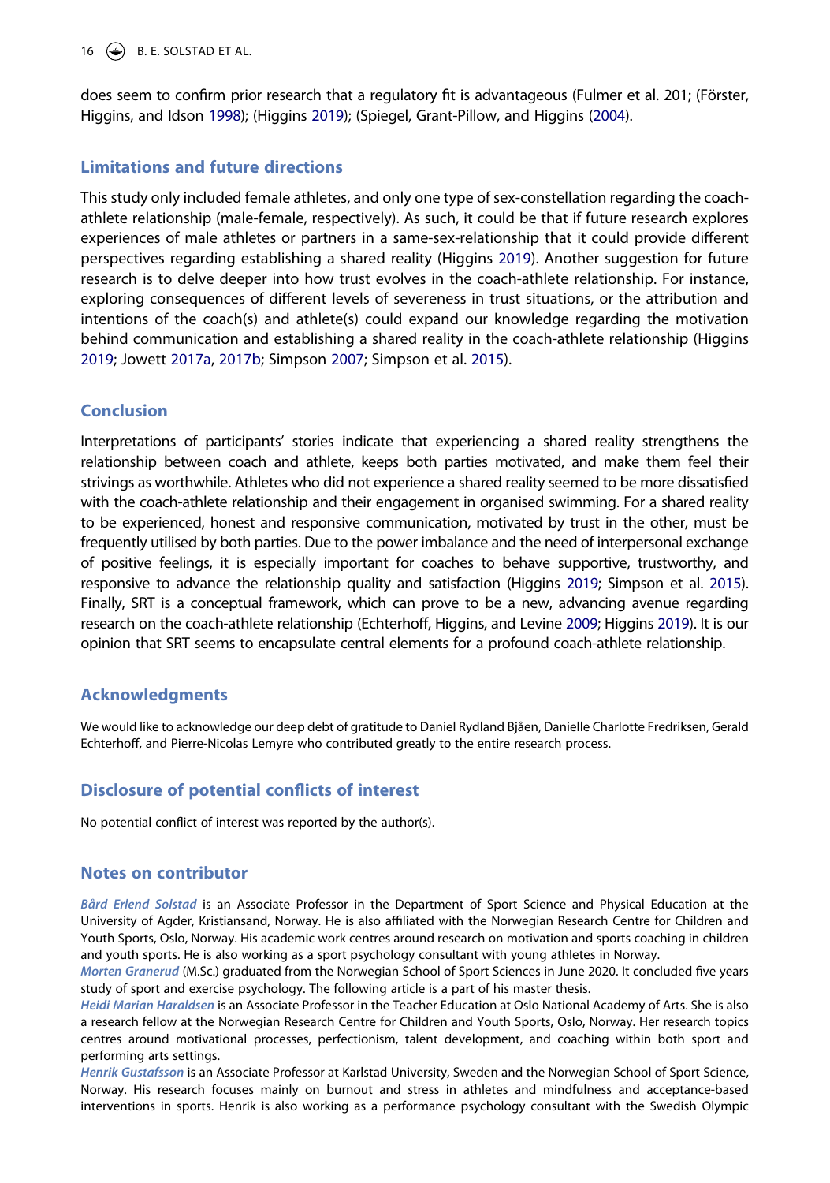does seem to confirm prior research that a regulatory fit is advantageous (Fulmer et al. 201; (Förster, Higgins, and Idson 1998); (Higgins 2019); (Spiegel, Grant-Pillow, and Higgins (2004).

## Limitations and future directions

This study only included female athletes, and only one type of sex-constellation regarding the coach-athlete relationship (male-female, respectively). As such, it could be that if future research explores experiences of male athletes or partners in a same-sex-relationship that it could provide different perspectives regarding establishing a shared reality (Higgins 2019). Another suggestion for future research is to delve deeper into how trust evolves in the coach-athlete relationship. For instance, exploring consequences of different levels of severeness in trust situations, or the attribution and intentions of the coach(s) and athlete(s) could expand our knowledge regarding the motivation behind communication and establishing a shared reality in the coach-athlete relationship (Higgins 2019; Jowett 2017a, 2017b; Simpson 2007; Simpson et al. 2015).

## Conclusion

Interpretations of participants' stories indicate that experiencing a shared reality strengthens the relationship between coach and athlete, keeps both parties motivated, and make them feel their strivings as worthwhile. Athletes who did not experience a shared reality seemed to be more dissatisfied with the coach-athlete relationship and their engagement in organised swimming. For a shared reality to be experienced, honest and responsive communication, motivated by trust in the other, must be frequently utilised by both parties. Due to the power imbalance and the need of interpersonal exchange of positive feelings, it is especially important for coaches to behave supportive, trustworthy, and responsive to advance the relationship quality and satisfaction (Higgins 2019; Simpson et al. 2015). Finally, SRT is a conceptual framework, which can prove to be a new, advancing avenue regarding research on the coach-athlete relationship (Echterhoff, Higgins, and Levine 2009; Higgins 2019). It is our opinion that SRT seems to encapsulate central elements for a profound coach-athlete relationship.

## Acknowledgments

We would like to acknowledge our deep debt of gratitude to Daniel Rydland Bjåen, Danielle Charlotte Fredriksen, Gerald Echterhoff, and Pierre-Nicolas Lemyre who contributed greatly to the entire research process.

## Disclosure of potential conflicts of interest

No potential conflict of interest was reported by the author(s).

## Notes on contributor

*Bård Erlend Solstad* is an Associate Professor in the Department of Sport Science and Physical Education at the University of Agder, Kristiansand, Norway. He is also affiliated with the Norwegian Research Centre for Children and Youth Sports, Oslo, Norway. His academic work centres around research on motivation and sports coaching in children and youth sports. He is also working as a sport psychology consultant with young athletes in Norway.

*Morten Granerud* (M.Sc.) graduated from the Norwegian School of Sport Sciences in June 2020. It concluded five years study of sport and exercise psychology. The following article is a part of his master thesis.

*Heidi Marian Haraldsen* is an Associate Professor in the Teacher Education at Oslo National Academy of Arts. She is also a research fellow at the Norwegian Research Centre for Children and Youth Sports, Oslo, Norway. Her research topics centres around motivational processes, perfectionism, talent development, and coaching within both sport and performing arts settings.

*Henrik Gustafsson* is an Associate Professor at Karlstad University, Sweden and the Norwegian School of Sport Science, Norway. His research focuses mainly on burnout and stress in athletes and mindfulness and acceptance-based interventions in sports. Henrik is also working as a performance psychology consultant with the Swedish Olympic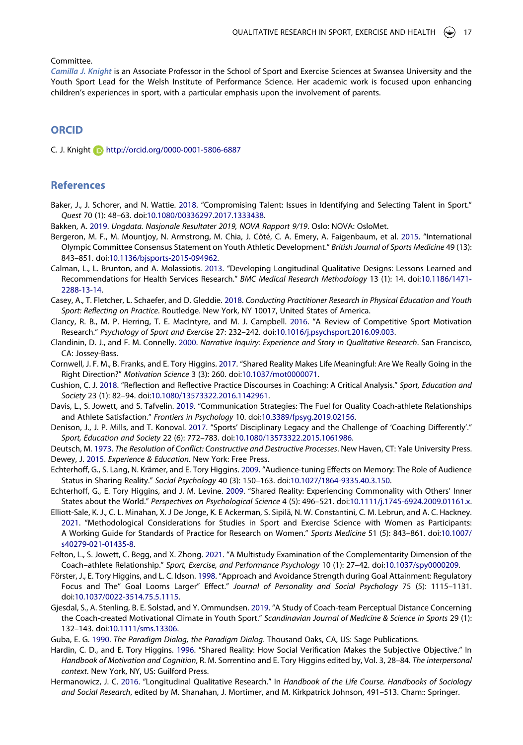Committee.

*Camilla J. Knight* is an Associate Professor in the School of Sport and Exercise Sciences at Swansea University and the Youth Sport Lead for the Welsh Institute of Performance Science. Her academic work is focused upon enhancing children's experiences in sport, with a particular emphasis upon the involvement of parents.

## ORCID

C. J. Knight http://orcid.org/0000-0001-5806-6887

## References

Baker, J., J. Schorer, and N. Wattie. 2018. "Compromising Talent: Issues in Identifying and Selecting Talent in Sport." *Quest* 70 (1): 48–63. doi:10.1080/00336297.2017.1333438.

Bakken, A. 2019. *Ungdata. Nasjonale Resultater 2019, NOVA Rapport 9/19*. Oslo: NOVA: OsloMet.

Bergeron, M. F., M. Mountjoy, N. Armstrong, M. Chia, J. Côté, C. A. Emery, A. Faigenbaum, et al. 2015. "International Olympic Committee Consensus Statement on Youth Athletic Development." *British Journal of Sports Medicine* 49 (13): 843–851. doi:10.1136/bjsports-2015-094962.

Calman, L., L. Brunton, and A. Molassiotis. 2013. "Developing Longitudinal Qualitative Designs: Lessons Learned and Recommendations for Health Services Research." *BMC Medical Research Methodology* 13 (1): 14. doi:10.1186/1471-2288-13-14.

Casey, A., T. Fletcher, L. Schaefer, and D. Gleddie. 2018. *Conducting Practitioner Research in Physical Education and Youth Sport: Reflecting on Practice*. Routledge. New York, NY 10017, United States of America.

Clancy, R. B., M. P. Herring, T. E. MacIntyre, and M. J. Campbell. 2016. "A Review of Competitive Sport Motivation Research." *Psychology of Sport and Exercise* 27: 232–242. doi:10.1016/j.psychsport.2016.09.003.

Clandinin, D. J., and F. M. Connelly. 2000. *Narrative Inquiry: Experience and Story in Qualitative Research*. San Francisco, CA: Jossey-Bass.

Cornwell, J. F. M., B. Franks, and E. Tory Higgins. 2017. "Shared Reality Makes Life Meaningful: Are We Really Going in the Right Direction?" *Motivation Science* 3 (3): 260. doi:10.1037/mot0000071.

Cushion, C. J. 2018. "Reflection and Reflective Practice Discourses in Coaching: A Critical Analysis." *Sport, Education and Society* 23 (1): 82–94. doi:10.1080/13573322.2016.1142961.

Davis, L., S. Jowett, and S. Tafvelin. 2019. "Communication Strategies: The Fuel for Quality Coach-athlete Relationships and Athlete Satisfaction." *Frontiers in Psychology* 10. doi:10.3389/fpsyg.2019.02156.

Denison, J., J. P. Mills, and T. Konoval. 2017. "Sports' Disciplinary Legacy and the Challenge of 'Coaching Differently'." *Sport, Education and Society* 22 (6): 772–783. doi:10.1080/13573322.2015.1061986.

Deutsch, M. 1973. *The Resolution of Conflict: Constructive and Destructive Processes*. New Haven, CT: Yale University Press.

Dewey, J. 2015. *Experience & Education*. New York: Free Press.

Echterhoff, G., S. Lang, N. Krämer, and E. Tory Higgins. 2009. "Audience-tuning Effects on Memory: The Role of Audience Status in Sharing Reality." *Social Psychology* 40 (3): 150–163. doi:10.1027/1864-9335.40.3.150.

Echterhoff, G., E. Tory Higgins, and J. M. Levine. 2009. "Shared Reality: Experiencing Commonality with Others' Inner States about the World." *Perspectives on Psychological Science* 4 (5): 496–521. doi:10.1111/j.1745-6924.2009.01161.x.

Elliott-Sale, K. J., C. L. Minahan, X. J De Jonge, K. E Ackerman, S. Sipilä, N. W. Constantini, C. M. Lebrun, and A. C. Hackney. 2021. "Methodological Considerations for Studies in Sport and Exercise Science with Women as Participants: A Working Guide for Standards of Practice for Research on Women." *Sports Medicine* 51 (5): 843–861. doi:10.1007/s40279-021-01435-8.

Felton, L., S. Jowett, C. Begg, and X. Zhong. 2021. "A Multistudy Examination of the Complementarity Dimension of the Coach–athlete Relationship." *Sport, Exercise, and Performance Psychology* 10 (1): 27–42. doi:10.1037/spy0000209.

Förster, J., E. Tory Higgins, and L. C. Idson. 1998. "Approach and Avoidance Strength during Goal Attainment: Regulatory Focus and The" Goal Looms Larger" Effect." *Journal of Personality and Social Psychology* 75 (5): 1115–1131. doi:10.1037/0022-3514.75.5.1115.

Gjesdal, S., A. Stenling, B. E. Solstad, and Y. Ommundsen. 2019. "A Study of Coach-team Perceptual Distance Concerning the Coach-created Motivational Climate in Youth Sport." *Scandinavian Journal of Medicine & Science in Sports* 29 (1): 132–143. doi:10.1111/sms.13306.

Guba, E. G. 1990. *The Paradigm Dialog, the Paradigm Dialog*. Thousand Oaks, CA, US: Sage Publications.

Hardin, C. D., and E. Tory Higgins. 1996. "Shared Reality: How Social Verification Makes the Subjective Objective." In *Handbook of Motivation and Cognition*, R. M. Sorrentino and E. Tory Higgins edited by, Vol. 3, 28–84. *The interpersonal context*. New York, NY, US: Guilford Press.

Hermanowicz, J. C. 2016. "Longitudinal Qualitative Research." In *Handbook of the Life Course. Handbooks of Sociology and Social Research*, edited by M. Shanahan, J. Mortimer, and M. Kirkpatrick Johnson, 491–513. Cham:: Springer.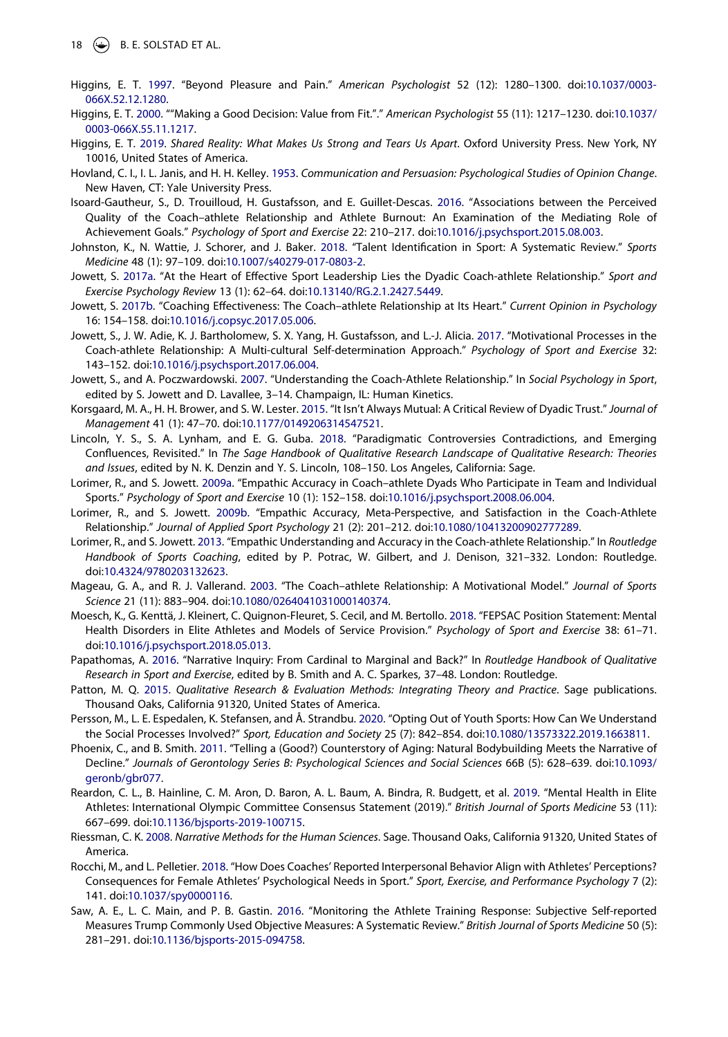Higgins, E. T. 1997. "Beyond Pleasure and Pain." *American Psychologist* 52 (12): 1280–1300. doi:10.1037/0003-066X.52.12.1280.

Higgins, E. T. 2000. ""Making a Good Decision: Value from Fit."." *American Psychologist* 55 (11): 1217–1230. doi:10.1037/0003-066X.55.11.1217.

Higgins, E. T. 2019. *Shared Reality: What Makes Us Strong and Tears Us Apart*. Oxford University Press. New York, NY 10016, United States of America.

Hovland, C. I., I. L. Janis, and H. H. Kelley. 1953. *Communication and Persuasion: Psychological Studies of Opinion Change*. New Haven, CT: Yale University Press.

Isoard-Gautheur, S., D. Trouilloud, H. Gustafsson, and E. Guillet-Descas. 2016. "Associations between the Perceived Quality of the Coach–athlete Relationship and Athlete Burnout: An Examination of the Mediating Role of Achievement Goals." *Psychology of Sport and Exercise* 22: 210–217. doi:10.1016/j.psychsport.2015.08.003.

Johnston, K., N. Wattie, J. Schorer, and J. Baker. 2018. "Talent Identification in Sport: A Systematic Review." *Sports Medicine* 48 (1): 97–109. doi:10.1007/s40279-017-0803-2.

Jowett, S. 2017a. "At the Heart of Effective Sport Leadership Lies the Dyadic Coach-athlete Relationship." *Sport and Exercise Psychology Review* 13 (1): 62–64. doi:10.13140/RG.2.1.2427.5449.

Jowett, S. 2017b. "Coaching Effectiveness: The Coach–athlete Relationship at Its Heart." *Current Opinion in Psychology* 16: 154–158. doi:10.1016/j.copsyc.2017.05.006.

Jowett, S., J. W. Adie, K. J. Bartholomew, S. X. Yang, H. Gustafsson, and L.-J. Alicia. 2017. "Motivational Processes in the Coach-athlete Relationship: A Multi-cultural Self-determination Approach." *Psychology of Sport and Exercise* 32: 143–152. doi:10.1016/j.psychsport.2017.06.004.

Jowett, S., and A. Poczwardowski. 2007. "Understanding the Coach-Athlete Relationship." In *Social Psychology in Sport*, edited by S. Jowett and D. Lavallee, 3–14. Champaign, IL: Human Kinetics.

Korsgaard, M. A., H. H. Brower, and S. W. Lester. 2015. "It Isn't Always Mutual: A Critical Review of Dyadic Trust." *Journal of Management* 41 (1): 47–70. doi:10.1177/0149206314547521.

Lincoln, Y. S., S. A. Lynham, and E. G. Guba. 2018. "Paradigmatic Controversies Contradictions, and Emerging Confluences, Revisited." In *The Sage Handbook of Qualitative Research Landscape of Qualitative Research: Theories and Issues*, edited by N. K. Denzin and Y. S. Lincoln, 108–150. Los Angeles, California: Sage.

Lorimer, R., and S. Jowett. 2009a. "Empathic Accuracy in Coach–athlete Dyads Who Participate in Team and Individual Sports." *Psychology of Sport and Exercise* 10 (1): 152–158. doi:10.1016/j.psychsport.2008.06.004.

Lorimer, R., and S. Jowett. 2009b. "Empathic Accuracy, Meta-Perspective, and Satisfaction in the Coach-Athlete Relationship." *Journal of Applied Sport Psychology* 21 (2): 201–212. doi:10.1080/10413200902777289.

Lorimer, R., and S. Jowett. 2013. "Empathic Understanding and Accuracy in the Coach-athlete Relationship." In *Routledge Handbook of Sports Coaching*, edited by P. Potrac, W. Gilbert, and J. Denison, 321–332. London: Routledge. doi:10.4324/9780203132623.

Mageau, G. A., and R. J. Vallerand. 2003. "The Coach–athlete Relationship: A Motivational Model." *Journal of Sports Science* 21 (11): 883–904. doi:10.1080/0264041031000140374.

Moesch, K., G. Kenttä, J. Kleinert, C. Quignon-Fleuret, S. Cecil, and M. Bertollo. 2018. "FEPSAC Position Statement: Mental Health Disorders in Elite Athletes and Models of Service Provision." *Psychology of Sport and Exercise* 38: 61–71. doi:10.1016/j.psychsport.2018.05.013.

Papathomas, A. 2016. "Narrative Inquiry: From Cardinal to Marginal and Back?" In *Routledge Handbook of Qualitative Research in Sport and Exercise*, edited by B. Smith and A. C. Sparkes, 37–48. London: Routledge.

Patton, M. Q. 2015. *Qualitative Research & Evaluation Methods: Integrating Theory and Practice*. Sage publications. Thousand Oaks, California 91320, United States of America.

Persson, M., L. E. Espedalen, K. Stefansen, and Å. Strandbu. 2020. "Opting Out of Youth Sports: How Can We Understand the Social Processes Involved?" *Sport, Education and Society* 25 (7): 842–854. doi:10.1080/13573322.2019.1663811.

Phoenix, C., and B. Smith. 2011. "Telling a (Good?) Counterstory of Aging: Natural Bodybuilding Meets the Narrative of Decline." *Journals of Gerontology Series B: Psychological Sciences and Social Sciences* 66B (5): 628–639. doi:10.1093/geronb/gbr077.

Reardon, C. L., B. Hainline, C. M. Aron, D. Baron, A. L. Baum, A. Bindra, R. Budgett, et al. 2019. "Mental Health in Elite Athletes: International Olympic Committee Consensus Statement (2019)." *British Journal of Sports Medicine* 53 (11): 667–699. doi:10.1136/bjsports-2019-100715.

Riessman, C. K. 2008. *Narrative Methods for the Human Sciences*. Sage. Thousand Oaks, California 91320, United States of America.

Rocchi, M., and L. Pelletier. 2018. "How Does Coaches' Reported Interpersonal Behavior Align with Athletes' Perceptions? Consequences for Female Athletes' Psychological Needs in Sport." *Sport, Exercise, and Performance Psychology* 7 (2): 141. doi:10.1037/spy0000116.

Saw, A. E., L. C. Main, and P. B. Gastin. 2016. "Monitoring the Athlete Training Response: Subjective Self-reported Measures Trump Commonly Used Objective Measures: A Systematic Review." *British Journal of Sports Medicine* 50 (5): 281–291. doi:10.1136/bjsports-2015-094758.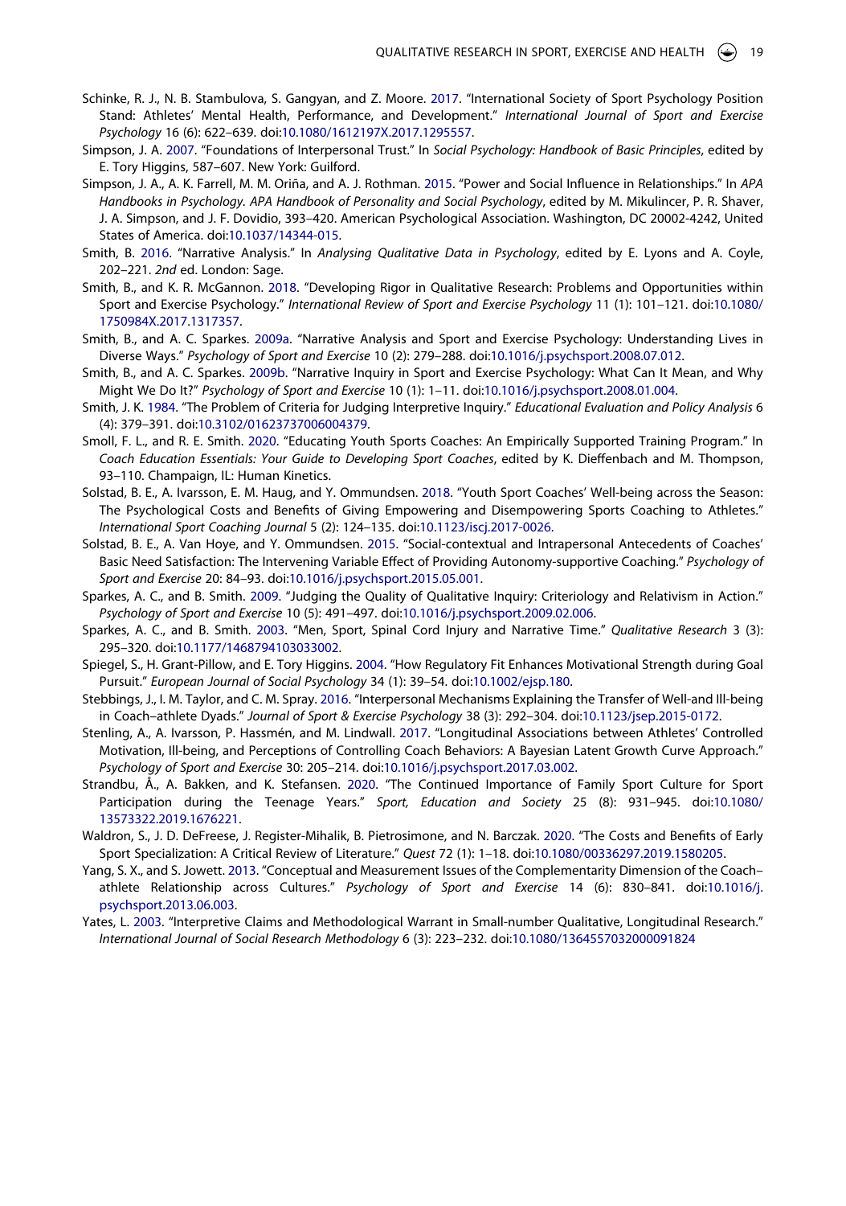Schinke, R. J., N. B. Stambulova, S. Gangyan, and Z. Moore. 2017. "International Society of Sport Psychology Position Stand: Athletes' Mental Health, Performance, and Development." *International Journal of Sport and Exercise Psychology* 16 (6): 622–639. doi:10.1080/1612197X.2017.1295557.

Simpson, J. A. 2007. "Foundations of Interpersonal Trust." In *Social Psychology: Handbook of Basic Principles*, edited by E. Tory Higgins, 587–607. New York: Guilford.

Simpson, J. A., A. K. Farrell, M. M. Oriña, and A. J. Rothman. 2015. "Power and Social Influence in Relationships." In *APA Handbooks in Psychology. APA Handbook of Personality and Social Psychology*, edited by M. Mikulincer, P. R. Shaver, J. A. Simpson, and J. F. Dovidio, 393–420. American Psychological Association. Washington, DC 20002-4242, United States of America. doi:10.1037/14344-015.

Smith, B. 2016. "Narrative Analysis." In *Analysing Qualitative Data in Psychology*, edited by E. Lyons and A. Coyle, 202–221. *2nd* ed. London: Sage.

Smith, B., and K. R. McGannon. 2018. "Developing Rigor in Qualitative Research: Problems and Opportunities within Sport and Exercise Psychology." *International Review of Sport and Exercise Psychology* 11 (1): 101–121. doi:10.1080/1750984X.2017.1317357.

Smith, B., and A. C. Sparkes. 2009a. "Narrative Analysis and Sport and Exercise Psychology: Understanding Lives in Diverse Ways." *Psychology of Sport and Exercise* 10 (2): 279–288. doi:10.1016/j.psychsport.2008.07.012.

Smith, B., and A. C. Sparkes. 2009b. "Narrative Inquiry in Sport and Exercise Psychology: What Can It Mean, and Why Might We Do It?" *Psychology of Sport and Exercise* 10 (1): 1–11. doi:10.1016/j.psychsport.2008.01.004.

Smith, J. K. 1984. "The Problem of Criteria for Judging Interpretive Inquiry." *Educational Evaluation and Policy Analysis* 6 (4): 379–391. doi:10.3102/01623737006004379.

Smoll, F. L., and R. E. Smith. 2020. "Educating Youth Sports Coaches: An Empirically Supported Training Program." In *Coach Education Essentials: Your Guide to Developing Sport Coaches*, edited by K. Dieffenbach and M. Thompson, 93–110. Champaign, IL: Human Kinetics.

Solstad, B. E., A. Ivarsson, E. M. Haug, and Y. Ommundsen. 2018. "Youth Sport Coaches' Well-being across the Season: The Psychological Costs and Benefits of Giving Empowering and Disempowering Sports Coaching to Athletes." *International Sport Coaching Journal* 5 (2): 124–135. doi:10.1123/iscj.2017-0026.

Solstad, B. E., A. Van Hoye, and Y. Ommundsen. 2015. "Social-contextual and Intrapersonal Antecedents of Coaches' Basic Need Satisfaction: The Intervening Variable Effect of Providing Autonomy-supportive Coaching." *Psychology of Sport and Exercise* 20: 84–93. doi:10.1016/j.psychsport.2015.05.001.

Sparkes, A. C., and B. Smith. 2009. "Judging the Quality of Qualitative Inquiry: Criteriology and Relativism in Action." *Psychology of Sport and Exercise* 10 (5): 491–497. doi:10.1016/j.psychsport.2009.02.006.

Sparkes, A. C., and B. Smith. 2003. "Men, Sport, Spinal Cord Injury and Narrative Time." *Qualitative Research* 3 (3): 295–320. doi:10.1177/1468794103033002.

Spiegel, S., H. Grant-Pillow, and E. Tory Higgins. 2004. "How Regulatory Fit Enhances Motivational Strength during Goal Pursuit." *European Journal of Social Psychology* 34 (1): 39–54. doi:10.1002/ejsp.180.

Stebbings, J., I. M. Taylor, and C. M. Spray. 2016. "Interpersonal Mechanisms Explaining the Transfer of Well-and Ill-being in Coach–athlete Dyads." *Journal of Sport & Exercise Psychology* 38 (3): 292–304. doi:10.1123/jsep.2015-0172.

Stenling, A., A. Ivarsson, P. Hassmén, and M. Lindwall. 2017. "Longitudinal Associations between Athletes' Controlled Motivation, Ill-being, and Perceptions of Controlling Coach Behaviors: A Bayesian Latent Growth Curve Approach." *Psychology of Sport and Exercise* 30: 205–214. doi:10.1016/j.psychsport.2017.03.002.

Strandbu, Å., A. Bakken, and K. Stefansen. 2020. "The Continued Importance of Family Sport Culture for Sport Participation during the Teenage Years." *Sport, Education and Society* 25 (8): 931–945. doi:10.1080/13573322.2019.1676221.

Waldron, S., J. D. DeFreese, J. Register-Mihalik, B. Pietrosimone, and N. Barczak. 2020. "The Costs and Benefits of Early Sport Specialization: A Critical Review of Literature." *Quest* 72 (1): 1–18. doi:10.1080/00336297.2019.1580205.

Yang, S. X., and S. Jowett. 2013. "Conceptual and Measurement Issues of the Complementarity Dimension of the Coach–athlete Relationship across Cultures." *Psychology of Sport and Exercise* 14 (6): 830–841. doi:10.1016/j.psychsport.2013.06.003.

Yates, L. 2003. "Interpretive Claims and Methodological Warrant in Small-number Qualitative, Longitudinal Research." *International Journal of Social Research Methodology* 6 (3): 223–232. doi:10.1080/1364557032000091824